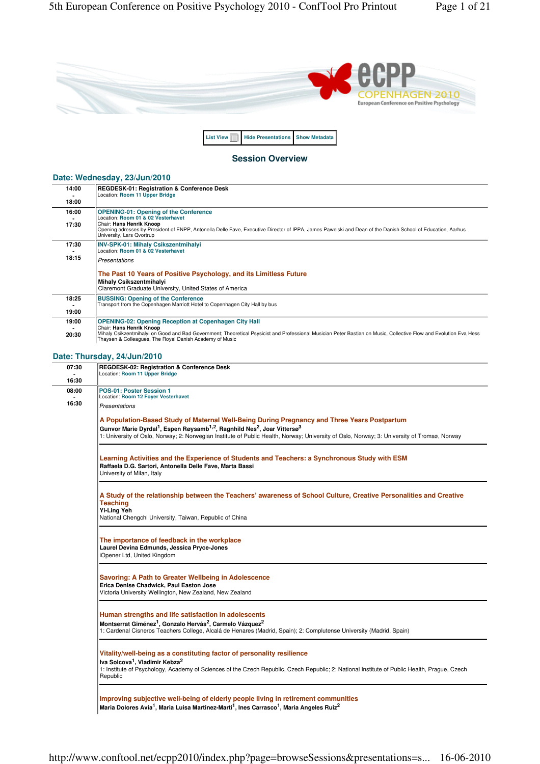List View | Hide Presentations | Show Metadata

## Session Overview

### Date: Wednesday, 23/Jun/2010

| Time | Session |
|---|---|
| 14:00 - 18:00 | **REGDESK-01: Registration & Conference Desk**<br>Location: Room 11 Upper Bridge |
| 16:00 - 17:30 | **OPENING-01: Opening of the Conference**<br>Location: Room 01 & 02 Vesterhavet<br>Chair: **Hans Henrik Knoop**<br>Opening adresses by President of ENPP, Antonella Delle Fave, Executive Director of IPPA, James Pawelski and Dean of the Danish School of Education, Aarhus University, Lars Qvortrup |
| 17:30 - 18:15 | **INV-SPK-01: Mihaly Csikszentmihalyi**<br>Location: Room 01 & 02 Vesterhavet<br>*Presentations*<br>**The Past 10 Years of Positive Psychology, and its Limitless Future**<br>**Mihaly Csikszentmihalyi**<br>Claremont Graduate University, United States of America |
| 18:25 - 19:00 | **BUSSING: Opening of the Conference**<br>Transport from the Copenhagen Marriott Hotel to Copenhagen City Hall by bus |
| 19:00 - 20:30 | **OPENING-02: Opening Reception at Copenhagen City Hall**<br>Chair: **Hans Henrik Knoop**<br>Mihaly Csikzentmihalyi on Good and Bad Government; Theoretical Psysicist and Professional Musician Peter Bastian on Music, Collective Flow and Evolution Eva Hess Thaysen & Colleagues, The Royal Danish Academy of Music |

### Date: Thursday, 24/Jun/2010

| Time | Session |
|---|---|
| 07:30 - 16:30 | **REGDESK-02: Registration & Conference Desk**<br>Location: Room 11 Upper Bridge |
| 08:00 - 16:30 | **POS-01: Poster Session 1**<br>Location: Room 12 Foyer Vesterhavet<br>*Presentations* |

**A Population-Based Study of Maternal Well-Being During Pregnancy and Three Years Postpartum**
**Gunvor Marie Dyrdal[1], Espen Røysamb[1,2], Ragnhild Nes[2], Joar Vittersø[3]**
1: University of Oslo, Norway; 2: Norwegian Institute of Public Health, Norway; University of Oslo, Norway; 3: University of Tromsø, Norway

**Learning Activities and the Experience of Students and Teachers: a Synchronous Study with ESM**
**Raffaela D.G. Sartori, Antonella Delle Fave, Marta Bassi**
University of Milan, Italy

**A Study of the relationship between the Teachers' awareness of School Culture, Creative Personalities and Creative Teaching**
**Yi-Ling Yeh**
National Chengchi University, Taiwan, Republic of China

**The importance of feedback in the workplace**
**Laurel Devina Edmunds, Jessica Pryce-Jones**
iOpener Ltd, United Kingdom

**Savoring: A Path to Greater Wellbeing in Adolescence**
**Erica Denise Chadwick, Paul Easton Jose**
Victoria University Wellington, New Zealand, New Zealand

**Human strengths and life satisfaction in adolescents**
**Montserrat Giménez[1], Gonzalo Hervás[2], Carmelo Vázquez[2]**
1: Cardenal Cisneros Teachers College, Alcalá de Henares (Madrid, Spain); 2: Complutense University (Madrid, Spain)

**Vitality/well-being as a constituting factor of personality resilience**
**Iva Solcova[1], Vladimir Kebza[2]**
1: Institute of Psychology, Academy of Sciences of the Czech Republic, Czech Republic; 2: National Institute of Public Health, Prague, Czech Republic

**Improving subjective well-being of elderly people living in retirement communities**
**Maria Dolores Avia[1], Maria Luisa Martinez-Marti[1], Ines Carrasco[1], Maria Angeles Ruiz[2]**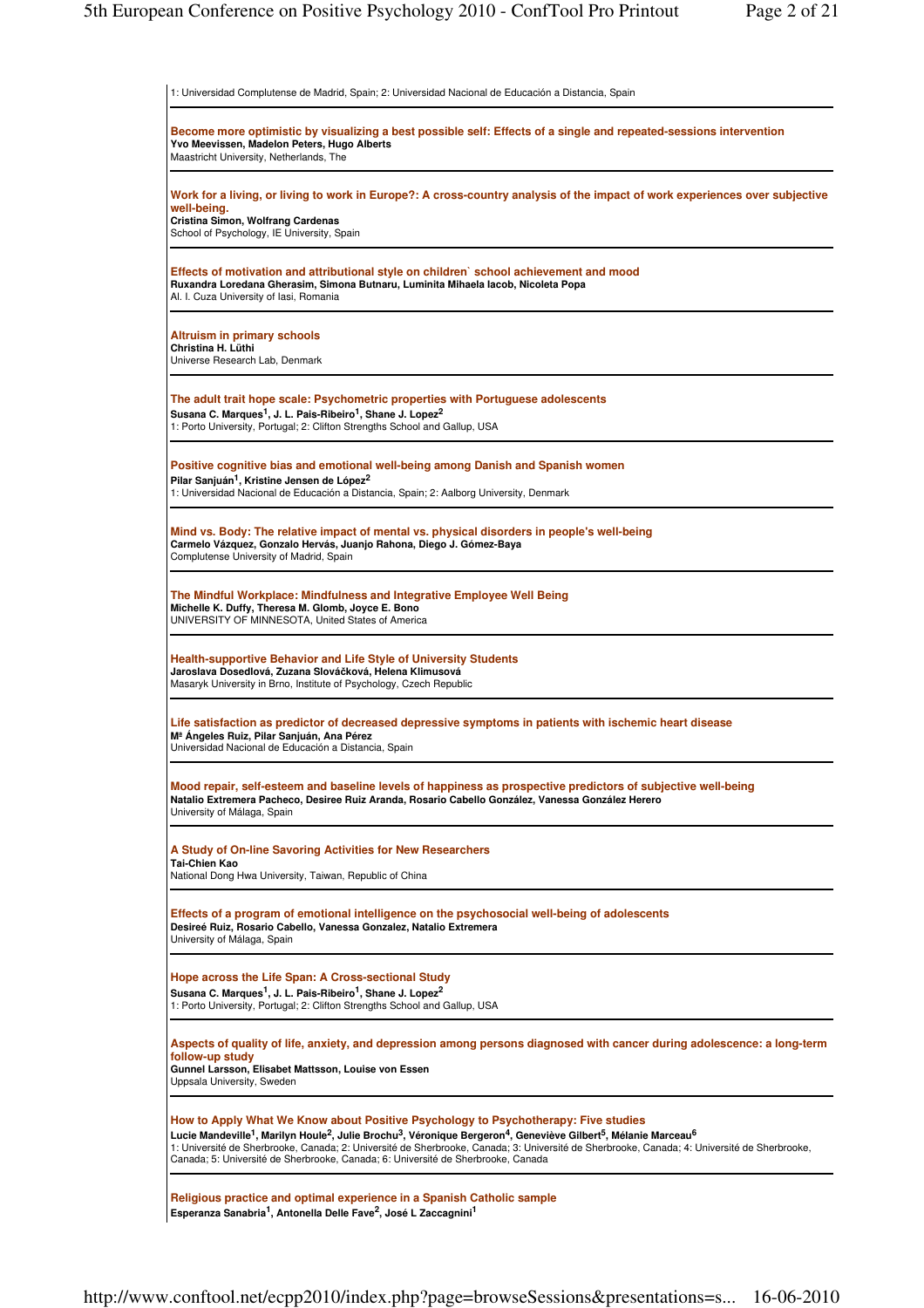1: Universidad Complutense de Madrid, Spain; 2: Universidad Nacional de Educación a Distancia, Spain

---

**Become more optimistic by visualizing a best possible self: Effects of a single and repeated-sessions intervention**
**Yvo Meevissen, Madelon Peters, Hugo Alberts**
Maastricht University, Netherlands, The

---

**Work for a living, or living to work in Europe?: A cross-country analysis of the impact of work experiences over subjective well-being.**
**Cristina Simon, Wolfrang Cardenas**
School of Psychology, IE University, Spain

---

**Effects of motivation and attributional style on children` school achievement and mood**
**Ruxandra Loredana Gherasim, Simona Butnaru, Luminita Mihaela Iacob, Nicoleta Popa**
Al. I. Cuza University of Iasi, Romania

---

**Altruism in primary schools**
**Christina H. Lüthi**
Universe Research Lab, Denmark

---

**The adult trait hope scale: Psychometric properties with Portuguese adolescents**
**Susana C. Marques[1], J. L. Pais-Ribeiro[1], Shane J. Lopez[2]**
1: Porto University, Portugal; 2: Clifton Strengths School and Gallup, USA

---

**Positive cognitive bias and emotional well-being among Danish and Spanish women**
**Pilar Sanjuán[1], Kristine Jensen de López[2]**
1: Universidad Nacional de Educación a Distancia, Spain; 2: Aalborg University, Denmark

---

**Mind vs. Body: The relative impact of mental vs. physical disorders in people's well-being**
**Carmelo Vázquez, Gonzalo Hervás, Juanjo Rahona, Diego J. Gómez-Baya**
Complutense University of Madrid, Spain

---

**The Mindful Workplace: Mindfulness and Integrative Employee Well Being**
**Michelle K. Duffy, Theresa M. Glomb, Joyce E. Bono**
UNIVERSITY OF MINNESOTA, United States of America

---

**Health-supportive Behavior and Life Style of University Students**
**Jaroslava Dosedlová, Zuzana Slováčková, Helena Klimusová**
Masaryk University in Brno, Institute of Psychology, Czech Republic

---

**Life satisfaction as predictor of decreased depressive symptoms in patients with ischemic heart disease**
**Mª Ángeles Ruiz, Pilar Sanjuán, Ana Pérez**
Universidad Nacional de Educación a Distancia, Spain

---

**Mood repair, self-esteem and baseline levels of happiness as prospective predictors of subjective well-being**
**Natalio Extremera Pacheco, Desiree Ruiz Aranda, Rosario Cabello González, Vanessa González Herero**
University of Málaga, Spain

---

**A Study of On-line Savoring Activities for New Researchers**
**Tai-Chien Kao**
National Dong Hwa University, Taiwan, Republic of China

---

**Effects of a program of emotional intelligence on the psychosocial well-being of adolescents**
**Desireé Ruiz, Rosario Cabello, Vanessa Gonzalez, Natalio Extremera**
University of Málaga, Spain

---

**Hope across the Life Span: A Cross-sectional Study**
**Susana C. Marques[1], J. L. Pais-Ribeiro[1], Shane J. Lopez[2]**
1: Porto University, Portugal; 2: Clifton Strengths School and Gallup, USA

---

**Aspects of quality of life, anxiety, and depression among persons diagnosed with cancer during adolescence: a long-term follow-up study**
**Gunnel Larsson, Elisabet Mattsson, Louise von Essen**
Uppsala University, Sweden

---

**How to Apply What We Know about Positive Psychology to Psychotherapy: Five studies**
**Lucie Mandeville[1], Marilyn Houle[2], Julie Brochu[3], Véronique Bergeron[4], Geneviève Gilbert[5], Mélanie Marceau[6]**
1: Université de Sherbrooke, Canada; 2: Université de Sherbrooke, Canada; 3: Université de Sherbrooke, Canada; 4: Université de Sherbrooke, Canada; 5: Université de Sherbrooke, Canada; 6: Université de Sherbrooke, Canada

---

**Religious practice and optimal experience in a Spanish Catholic sample**
**Esperanza Sanabria[1], Antonella Delle Fave[2], José L Zaccagnini[1]**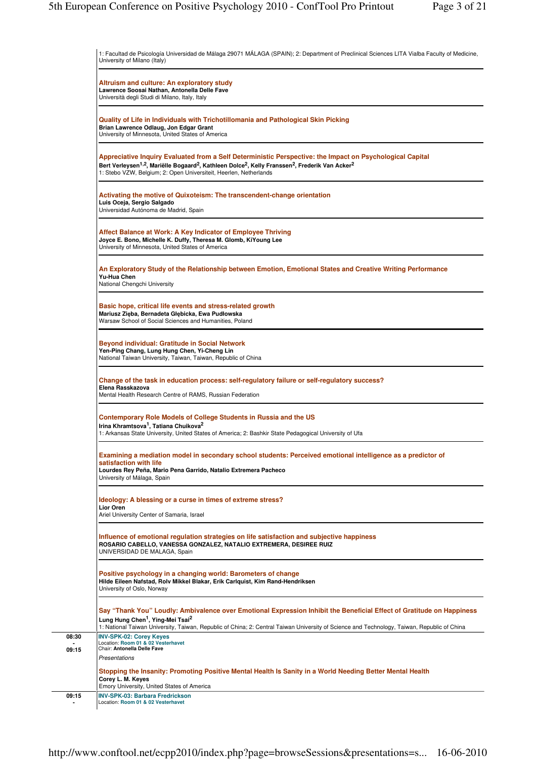1: Facultad de Psicología Universidad de Málaga 29071 MÁLAGA (SPAIN); 2: Department of Preclinical Sciences LITA Vialba Faculty of Medicine, University of Milano (Italy)

---

**Altruism and culture: An exploratory study**
**Lawrence Soosai Nathan, Antonella Delle Fave**
Università degli Studi di Milano, Italy, Italy

---

**Quality of Life in Individuals with Trichotillomania and Pathological Skin Picking**
**Brian Lawrence Odlaug, Jon Edgar Grant**
University of Minnesota, United States of America

---

**Appreciative Inquiry Evaluated from a Self Deterministic Perspective: the Impact on Psychological Capital**
**Bert Verleysen[1,2], Mariëlle Bogaard[2], Kathleen Dolce[2], Kelly Franssen[2], Frederik Van Acker[2]**
1: Stebo VZW, Belgium; 2: Open Universiteit, Heerlen, Netherlands

---

**Activating the motive of Quixoteism: The transcendent-change orientation**
**Luis Oceja, Sergio Salgado**
Universidad Autónoma de Madrid, Spain

---

**Affect Balance at Work: A Key Indicator of Employee Thriving**
**Joyce E. Bono, Michelle K. Duffy, Theresa M. Glomb, KiYoung Lee**
University of Minnesota, United States of America

---

**An Exploratory Study of the Relationship between Emotion, Emotional States and Creative Writing Performance**
**Yu-Hua Chen**
National Chengchi University

---

**Basic hope, critical life events and stress-related growth**
**Mariusz Zięba, Bernadeta Głębicka, Ewa Pudlowska**
Warsaw School of Social Sciences and Humanities, Poland

---

**Beyond individual: Gratitude in Social Network**
**Yen-Ping Chang, Lung Hung Chen, Yi-Cheng Lin**
National Taiwan University, Taiwan, Taiwan, Republic of China

---

**Change of the task in education process: self-regulatory failure or self-regulatory success?**
**Elena Rasskazova**
Mental Health Research Centre of RAMS, Russian Federation

---

**Contemporary Role Models of College Students in Russia and the US**
**Irina Khramtsova[1], Tatiana Chuikova[2]**
1: Arkansas State University, United States of America; 2: Bashkir State Pedagogical University of Ufa

---

**Examining a mediation model in secondary school students: Perceived emotional intelligence as a predictor of satisfaction with life**
**Lourdes Rey Peña, Mario Pena Garrido, Natalio Extremera Pacheco**
University of Málaga, Spain

---

**Ideology: A blessing or a curse in times of extreme stress?**
**Lior Oren**
Ariel University Center of Samaria, Israel

---

**Influence of emotional regulation strategies on life satisfaction and subjective happiness**
**ROSARIO CABELLO, VANESSA GONZALEZ, NATALIO EXTREMERA, DESIREE RUIZ**
UNIVERSIDAD DE MALAGA, Spain

---

**Positive psychology in a changing world: Barometers of change**
**Hilde Eileen Nafstad, Rolv Mikkel Blakar, Erik Carlquist, Kim Rand-Hendriksen**
University of Oslo, Norway

---

**Say "Thank You" Loudly: Ambivalence over Emotional Expression Inhibit the Beneficial Effect of Gratitude on Happiness**
**Lung Hung Chen[1], Ying-Mei Tsai[2]**
1: National Taiwan University, Taiwan, Republic of China; 2: Central Taiwan University of Science and Technology, Taiwan, Republic of China

---

**08:30 - 09:15**

**INV-SPK-02: Corey Keyes**
Location: **Room 01 & 02 Vesterhavet**
Chair: **Antonella Delle Fave**

*Presentations*

**Stopping the Insanity: Promoting Positive Mental Health Is Sanity in a World Needing Better Mental Health**
**Corey L. M. Keyes**
Emory University, United States of America

---

**09:15 -**

**INV-SPK-03: Barbara Fredrickson**
Location: **Room 01 & 02 Vesterhavet**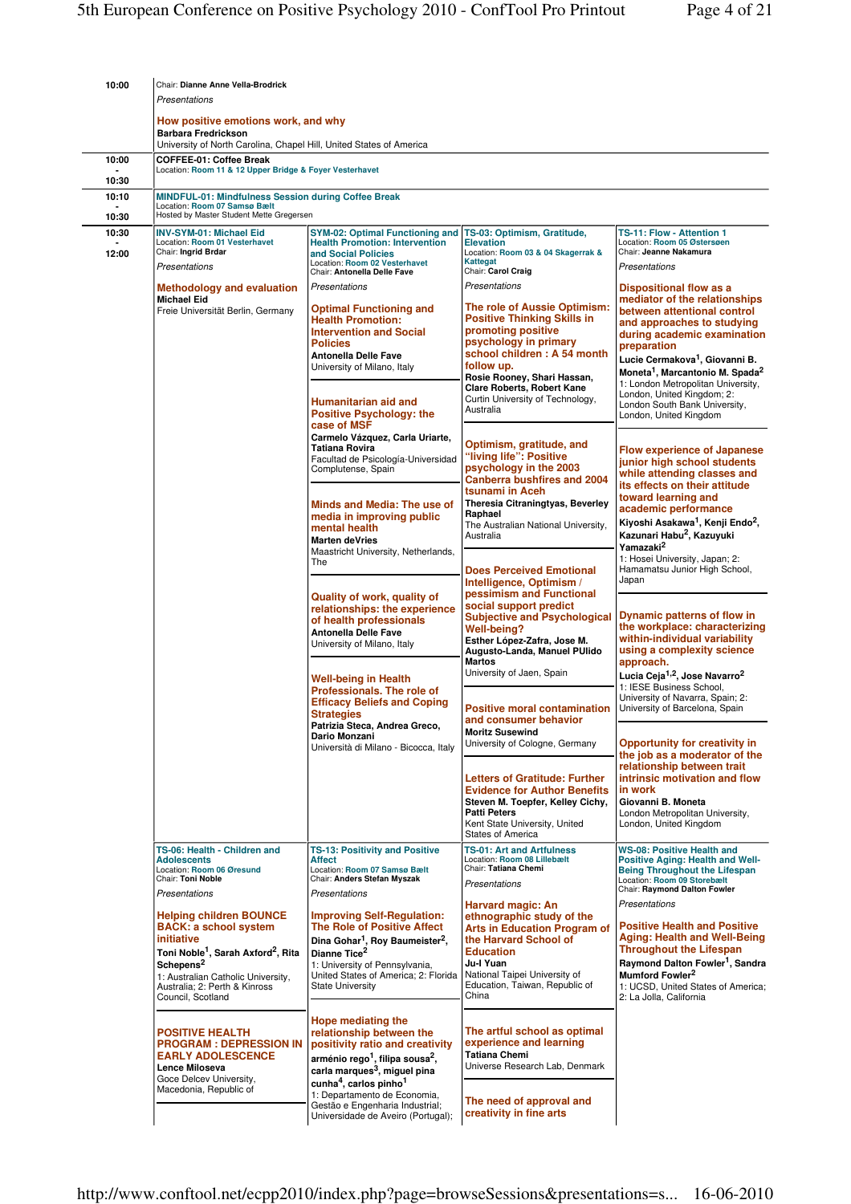**10:00**

Chair: **Dianne Anne Vella-Brodrick**

*Presentations*

**How positive emotions work, and why**
**Barbara Fredrickson**
University of North Carolina, Chapel Hill, United States of America

---

**10:00 - 10:30**

**COFFEE-01: Coffee Break**
Location: Room 11 & 12 Upper Bridge & Foyer Vesterhavet

---

**10:10 - 10:30**

**MINDFUL-01: Mindfulness Session during Coffee Break**
Location: Room 07 Samsø Bælt
Hosted by Master Student Mette Gregersen

---

**10:30 - 12:00**

## INV-SYM-01: Michael Eid
Location: Room 01 Vesterhavet
Chair: **Ingrid Brdar**

*Presentations*

**Methodology and evaluation**
**Michael Eid**
Freie Universität Berlin, Germany

## SYM-02: Optimal Functioning and Health Promotion: Intervention and Social Policies
Location: Room 02 Vesterhavet
Chair: **Antonella Delle Fave**

*Presentations*

**Optimal Functioning and Health Promotion: Intervention and Social Policies**
**Antonella Delle Fave**
University of Milano, Italy

**Humanitarian aid and Positive Psychology: the case of MSF**
**Carmelo Vázquez, Carla Uriarte, Tatiana Rovira**
Facultad de Psicología-Universidad Complutense, Spain

**Minds and Media: The use of media in improving public mental health**
**Marten deVries**
Maastricht University, Netherlands, The

**Quality of work, quality of relationships: the experience of health professionals**
**Antonella Delle Fave**
University of Milano, Italy

**Well-being in Health Professionals. The role of Efficacy Beliefs and Coping Strategies**
**Patrizia Steca, Andrea Greco, Dario Monzani**
Università di Milano - Bicocca, Italy

## TS-03: Optimism, Gratitude, Elevation
Location: Room 03 & 04 Skagerrak & Kattegat
Chair: **Carol Craig**

*Presentations*

**The role of Aussie Optimism: Positive Thinking Skills in promoting positive psychology in primary school children : A 54 month follow up.**
**Rosie Rooney, Shari Hassan, Clare Roberts, Robert Kane**
Curtin University of Technology, Australia

**Optimism, gratitude, and "living life": Positive psychology in the 2003 Canberra bushfires and 2004 tsunami in Aceh**
**Theresia Citraningtyas, Beverley Raphael**
The Australian National University, Australia

**Does Perceived Emotional Intelligence, Optimism / pessimism and Functional social support predict Subjective and Psychological Well-being?**
**Esther López-Zafra, Jose M. Augusto-Landa, Manuel PUlido Martos**
University of Jaen, Spain

**Positive moral contamination and consumer behavior**
**Moritz Susewind**
University of Cologne, Germany

**Letters of Gratitude: Further Evidence for Author Benefits**
**Steven M. Toepfer, Kelley Cichy, Patti Peters**
Kent State University, United States of America

## TS-11: Flow - Attention 1
Location: Room 05 Østersøen
Chair: **Jeanne Nakamura**

*Presentations*

**Dispositional flow as a mediator of the relationships between attentional control and approaches to studying during academic examination preparation**
**Lucie Cermakova[1], Giovanni B. Moneta[1], Marcantonio M. Spada[2]**
1: London Metropolitan University, London, United Kingdom; 2: London South Bank University, London, United Kingdom

**Flow experience of Japanese junior high school students while attending classes and its effects on their attitude toward learning and academic performance**
**Kiyoshi Asakawa[1], Kenji Endo[2], Kazunari Habu[2], Kazuyuki Yamazaki[2]**
1: Hosei University, Japan; 2: Hamamatsu Junior High School, Japan

**Dynamic patterns of flow in the workplace: characterizing within-individual variability using a complexity science approach.**
**Lucia Ceja[1,2], Jose Navarro[2]**
1: IESE Business School, University of Navarra, Spain; 2: University of Barcelona, Spain

**Opportunity for creativity in the job as a moderator of the relationship between trait intrinsic motivation and flow in work**
**Giovanni B. Moneta**
London Metropolitan University, London, United Kingdom

## TS-06: Health - Children and Adolescents
Location: Room 06 Øresund
Chair: **Toni Noble**

*Presentations*

**Helping children BOUNCE BACK: a school system initiative**
**Toni Noble[1], Sarah Axford[2], Rita Schepens[2]**
1: Australian Catholic University, Australia; 2: Perth & Kinross Council, Scotland

**POSITIVE HEALTH PROGRAM : DEPRESSION IN EARLY ADOLESCENCE**
**Lence Miloseva**
Goce Delcev University, Macedonia, Republic of

## TS-13: Positivity and Positive Affect
Location: Room 07 Samsø Bælt
Chair: **Anders Stefan Myszak**

*Presentations*

**Improving Self-Regulation: The Role of Positive Affect**
**Dina Gohar[1], Roy Baumeister[2], Dianne Tice[2]**
1: University of Pennsylvania, United States of America; 2: Florida State University

**Hope mediating the relationship between the positivity ratio and creativity**
**arménio rego[1], filipa sousa[2], carla marques[3], miguel pina cunha[4], carlos pinho[1]**
1: Departamento de Economia, Gestão e Engenharia Industrial; Universidade de Aveiro (Portugal);

## TS-01: Art and Artfulness
Location: Room 08 Lillebælt
Chair: **Tatiana Chemi**

*Presentations*

**Harvard magic: An ethnographic study of the Arts in Education Program of the Harvard School of Education**
**Ju-I Yuan**
National Taipei University of Education, Taiwan, Republic of China

**The artful school as optimal experience and learning**
**Tatiana Chemi**
Universe Research Lab, Denmark

**The need of approval and creativity in fine arts**

## WS-08: Positive Health and Positive Aging: Health and Well-Being Throughout the Lifespan
Location: Room 09 Storebælt
Chair: **Raymond Dalton Fowler**

*Presentations*

**Positive Health and Positive Aging: Health and Well-Being Throughout the Lifespan**
**Raymond Dalton Fowler[1], Sandra Mumford Fowler[2]**
1: UCSD, United States of America; 2: La Jolla, California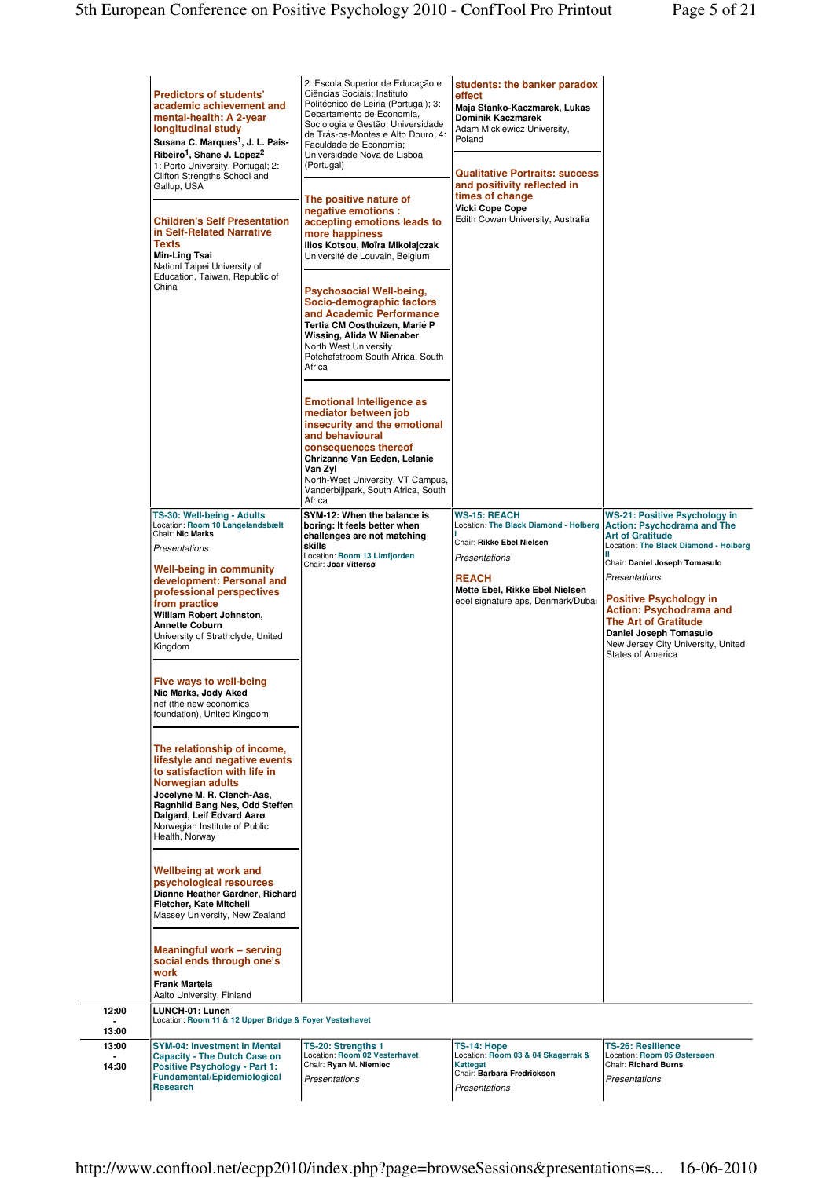**Predictors of students' academic achievement and mental-health: A 2-year longitudinal study**
**Susana C. Marques[1], J. L. Pais-Ribeiro[1], Shane J. Lopez[2]**
1: Porto University, Portugal; 2: Clifton Strengths School and Gallup, USA

**Children's Self Presentation in Self-Related Narrative Texts**
**Min-Ling Tsai**
Nationl Taipei University of Education, Taiwan, Republic of China

2: Escola Superior de Educação e Ciências Sociais; Instituto Politécnico de Leiria (Portugal); 3: Departamento de Economia, Sociologia e Gestão; Universidade de Trás-os-Montes e Alto Douro; 4: Faculdade de Economia; Universidade Nova de Lisboa (Portugal)

**The positive nature of negative emotions : accepting emotions leads to more happiness**
**Ilios Kotsou, Moïra Mikolajczak**
Université de Louvain, Belgium

**Psychosocial Well-being, Socio-demographic factors and Academic Performance**
**Tertia CM Oosthuizen, Marié P Wissing, Alida W Nienaber**
North West University Potchefstroom South Africa, South Africa

**Emotional Intelligence as mediator between job insecurity and the emotional and behavioural consequences thereof**
**Chrizanne Van Eeden, Lelanie Van Zyl**
North-West University, VT Campus, Vanderbijlpark, South Africa, South Africa

**students: the banker paradox effect**
**Maja Stanko-Kaczmarek, Lukas Dominik Kaczmarek**
Adam Mickiewicz University, Poland

**Qualitative Portraits: success and positivity reflected in times of change**
**Vicki Cope Cope**
Edith Cowan University, Australia

---

**TS-30: Well-being - Adults**
Location: Room 10 Langelandsbælt
Chair: **Nic Marks**

*Presentations*

**Well-being in community development: Personal and professional perspectives from practice**
**William Robert Johnston, Annette Coburn**
University of Strathclyde, United Kingdom

**Five ways to well-being**
**Nic Marks, Jody Aked**
nef (the new economics foundation), United Kingdom

**The relationship of income, lifestyle and negative events to satisfaction with life in Norwegian adults**
**Jocelyne M. R. Clench-Aas, Ragnhild Bang Nes, Odd Steffen Dalgard, Leif Edvard Aarø**
Norwegian Institute of Public Health, Norway

**Wellbeing at work and psychological resources**
**Dianne Heather Gardner, Richard Fletcher, Kate Mitchell**
Massey University, New Zealand

**Meaningful work – serving social ends through one's work**
**Frank Martela**
Aalto University, Finland

**SYM-12: When the balance is boring: It feels better when challenges are not matching skills**
Location: Room 13 Limfjorden
Chair: **Joar Vittersø**

**WS-15: REACH**
Location: The Black Diamond - Holberg I
Chair: **Rikke Ebel Nielsen**

*Presentations*

**REACH**
**Mette Ebel, Rikke Ebel Nielsen**
ebel signature aps, Denmark/Dubai

**WS-21: Positive Psychology in Action: Psychodrama and The Art of Gratitude**
Location: The Black Diamond - Holberg II
Chair: **Daniel Joseph Tomasulo**

*Presentations*

**Positive Psychology in Action: Psychodrama and The Art of Gratitude**
**Daniel Joseph Tomasulo**
New Jersey City University, United States of America

---

**12:00 - 13:00**

**LUNCH-01: Lunch**
Location: Room 11 & 12 Upper Bridge & Foyer Vesterhavet

---

**13:00 - 14:30**

**SYM-04: Investment in Mental Capacity - The Dutch Case on Positive Psychology - Part 1: Fundamental/Epidemiological Research**

**TS-20: Strengths 1**
Location: Room 02 Vesterhavet
Chair: **Ryan M. Niemiec**

*Presentations*

**TS-14: Hope**
Location: Room 03 & 04 Skagerrak & Kattegat
Chair: **Barbara Fredrickson**

*Presentations*

**TS-26: Resilience**
Location: Room 05 Østersøen
Chair: **Richard Burns**

*Presentations*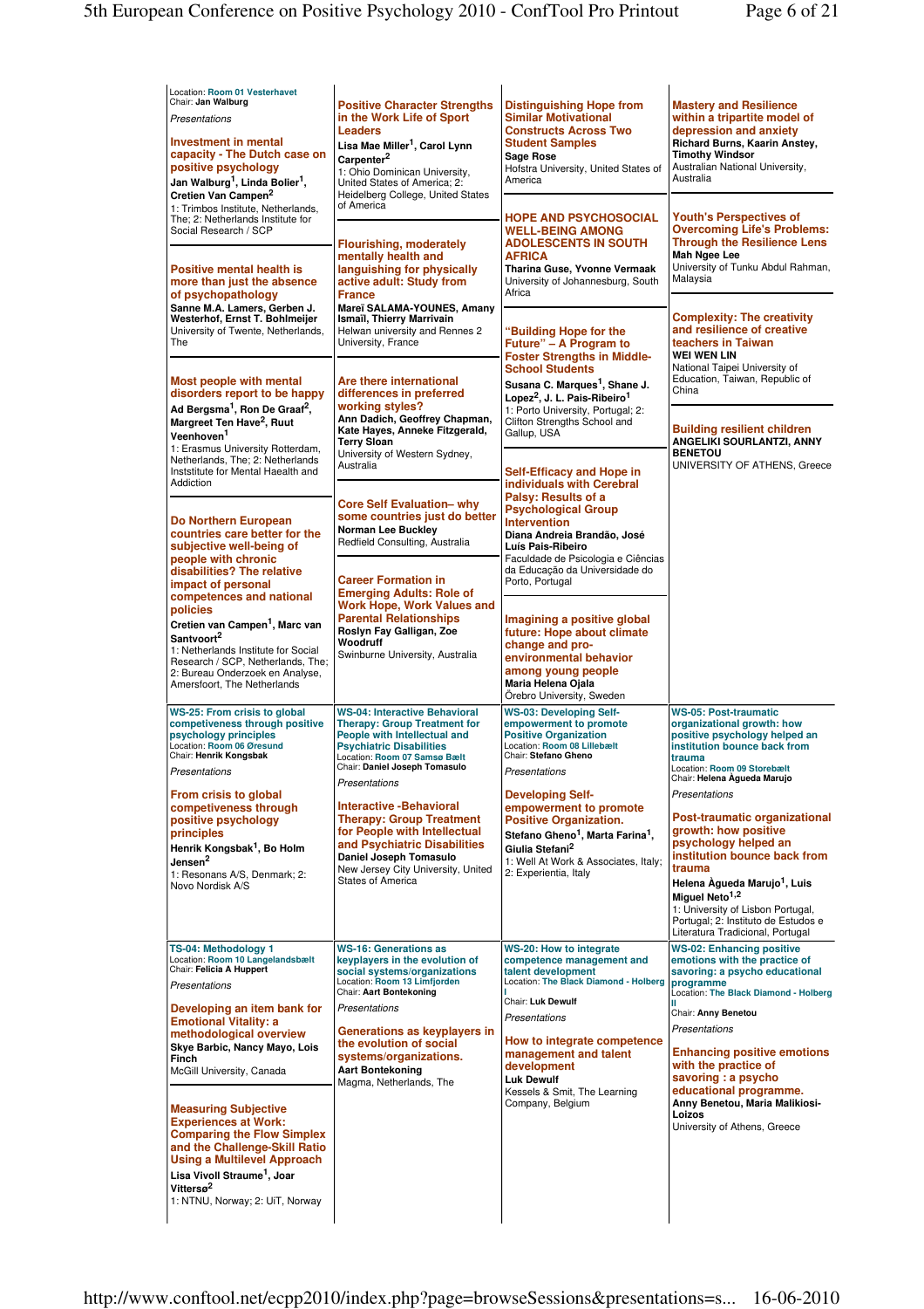Location: Room 01 Vesterhavet
Chair: Jan Walburg

*Presentations*

### Investment in mental capacity - The Dutch case on positive psychology

**Jan Walburg[1], Linda Bolier[1], Cretien Van Campen[2]**
1: Trimbos Institute, Netherlands, The; 2: Netherlands Institute for Social Research / SCP

### Positive mental health is more than just the absence of psychopathology

**Sanne M.A. Lamers, Gerben J. Westerhof, Ernst T. Bohlmeijer**
University of Twente, Netherlands, The

### Most people with mental disorders report to be happy

**Ad Bergsma[1], Ron De Graaf[2], Margreet Ten Have[2], Ruut Veenhoven[1]**
1: Erasmus University Rotterdam, Netherlands, The; 2: Netherlands Inststitute for Mental Haealth and Addiction

### Do Northern European countries care better for the subjective well-being of people with chronic disabilities? The relative impact of personal competences and national policies

**Cretien van Campen[1], Marc van Santvoort[2]**
1: Netherlands Institute for Social Research / SCP, Netherlands, The; 2: Bureau Onderzoek en Analyse, Amersfoort, The Netherlands

### Positive Character Strengths in the Work Life of Sport Leaders

**Lisa Mae Miller[1], Carol Lynn Carpenter[2]**
1: Ohio Dominican University, United States of America; 2: Heidelberg College, United States of America

### Flourishing, moderately mentally health and languishing for physically active adult: Study from France

**Mareï SALAMA-YOUNES, Amany Ismaïl, Thierry Marrivain**
Helwan university and Rennes 2 University, France

### Are there international differences in preferred working styles?

**Ann Dadich, Geoffrey Chapman, Kate Hayes, Anneke Fitzgerald, Terry Sloan**
University of Western Sydney, Australia

### Core Self Evaluation– why some countries just do better

**Norman Lee Buckley**
Redfield Consulting, Australia

### Career Formation in Emerging Adults: Role of Work Hope, Work Values and Parental Relationships

**Roslyn Fay Galligan, Zoe Woodruff**
Swinburne University, Australia

### Distinguishing Hope from Similar Motivational Constructs Across Two Student Samples

**Sage Rose**
Hofstra University, United States of America

### HOPE AND PSYCHOSOCIAL WELL-BEING AMONG ADOLESCENTS IN SOUTH AFRICA

**Tharina Guse, Yvonne Vermaak**
University of Johannesburg, South Africa

### "Building Hope for the Future" – A Program to Foster Strengths in Middle-School Students

**Susana C. Marques[1], Shane J. Lopez[2], J. L. Pais-Ribeiro[1]**
1: Porto University, Portugal; 2: Clifton Strengths School and Gallup, USA

### Self-Efficacy and Hope in individuals with Cerebral Palsy: Results of a Psychological Group Intervention

**Diana Andreia Brandão, José Luís Pais-Ribeiro**
Faculdade de Psicologia e Ciências da Educação da Universidade do Porto, Portugal

### Imagining a positive global future: Hope about climate change and pro-environmental behavior among young people

**Maria Helena Ojala**
Örebro University, Sweden

### Mastery and Resilience within a tripartite model of depression and anxiety

**Richard Burns, Kaarin Anstey, Timothy Windsor**
Australian National University, Australia

### Youth's Perspectives of Overcoming Life's Problems: Through the Resilience Lens

**Mah Ngee Lee**
University of Tunku Abdul Rahman, Malaysia

### Complexity: The creativity and resilience of creative teachers in Taiwan

**WEI WEN LIN**
National Taipei University of Education, Taiwan, Republic of China

### Building resilient children

**ANGELIKI SOURLANTZI, ANNY BENETOU**
UNIVERSITY OF ATHENS, Greece

## WS-25: From crisis to global competiveness through positive psychology principles

Location: Room 06 Øresund
Chair: Henrik Kongsbak

*Presentations*

### From crisis to global competiveness through positive psychology principles

**Henrik Kongsbak[1], Bo Holm Jensen[2]**
1: Resonans A/S, Denmark; 2: Novo Nordisk A/S

## WS-04: Interactive Behavioral Therapy: Group Treatment for People with Intellectual and Psychiatric Disabilities

Location: Room 07 Samsø Bælt
Chair: Daniel Joseph Tomasulo

*Presentations*

### Interactive -Behavioral Therapy: Group Treatment for People with Intellectual and Psychiatric Disabilities

**Daniel Joseph Tomasulo**
New Jersey City University, United States of America

## WS-03: Developing Self-empowerment to promote Positive Organization

Location: Room 08 Lillebælt
Chair: Stefano Gheno

*Presentations*

### Developing Self-empowerment to promote Positive Organization.

**Stefano Gheno[1], Marta Farina[1], Giulia Stefani[2]**
1: Well At Work & Associates, Italy; 2: Experientia, Italy

## WS-05: Post-traumatic organizational growth: how positive psychology helped an institution bounce back from trauma

Location: Room 09 Storebælt
Chair: Helena Àgueda Marujo

*Presentations*

### Post-traumatic organizational growth: how positive psychology helped an institution bounce back from trauma

**Helena Àgueda Marujo[1], Luis Miguel Neto[1,2]**
1: University of Lisbon Portugal, Portugal; 2: Instituto de Estudos e Literatura Tradicional, Portugal

## TS-04: Methodology 1

Location: Room 10 Langelandsbælt
Chair: Felicia A Huppert

*Presentations*

### Developing an item bank for Emotional Vitality: a methodological overview

**Skye Barbic, Nancy Mayo, Lois Finch**
McGill University, Canada

### Measuring Subjective Experiences at Work: Comparing the Flow Simplex and the Challenge-Skill Ratio Using a Multilevel Approach

**Lisa Vivoll Straume[1], Joar Vittersø[2]**
1: NTNU, Norway; 2: UiT, Norway

## WS-16: Generations as keyplayers in the evolution of social systems/organizations

Location: Room 13 Limfjorden
Chair: Aart Bontekoning

*Presentations*

### Generations as keyplayers in the evolution of social systems/organizations.

**Aart Bontekoning**
Magma, Netherlands, The

## WS-20: How to integrate competence management and talent development

Location: The Black Diamond - Holberg I
Chair: Luk Dewulf

*Presentations*

### How to integrate competence management and talent development

**Luk Dewulf**
Kessels & Smit, The Learning Company, Belgium

## WS-02: Enhancing positive emotions with the practice of savoring: a psycho educational programme

Location: The Black Diamond - Holberg II
Chair: Anny Benetou

*Presentations*

### Enhancing positive emotions with the practice of savoring : a psycho educational programme.

**Anny Benetou, Maria Malikiosi-Loizos**
University of Athens, Greece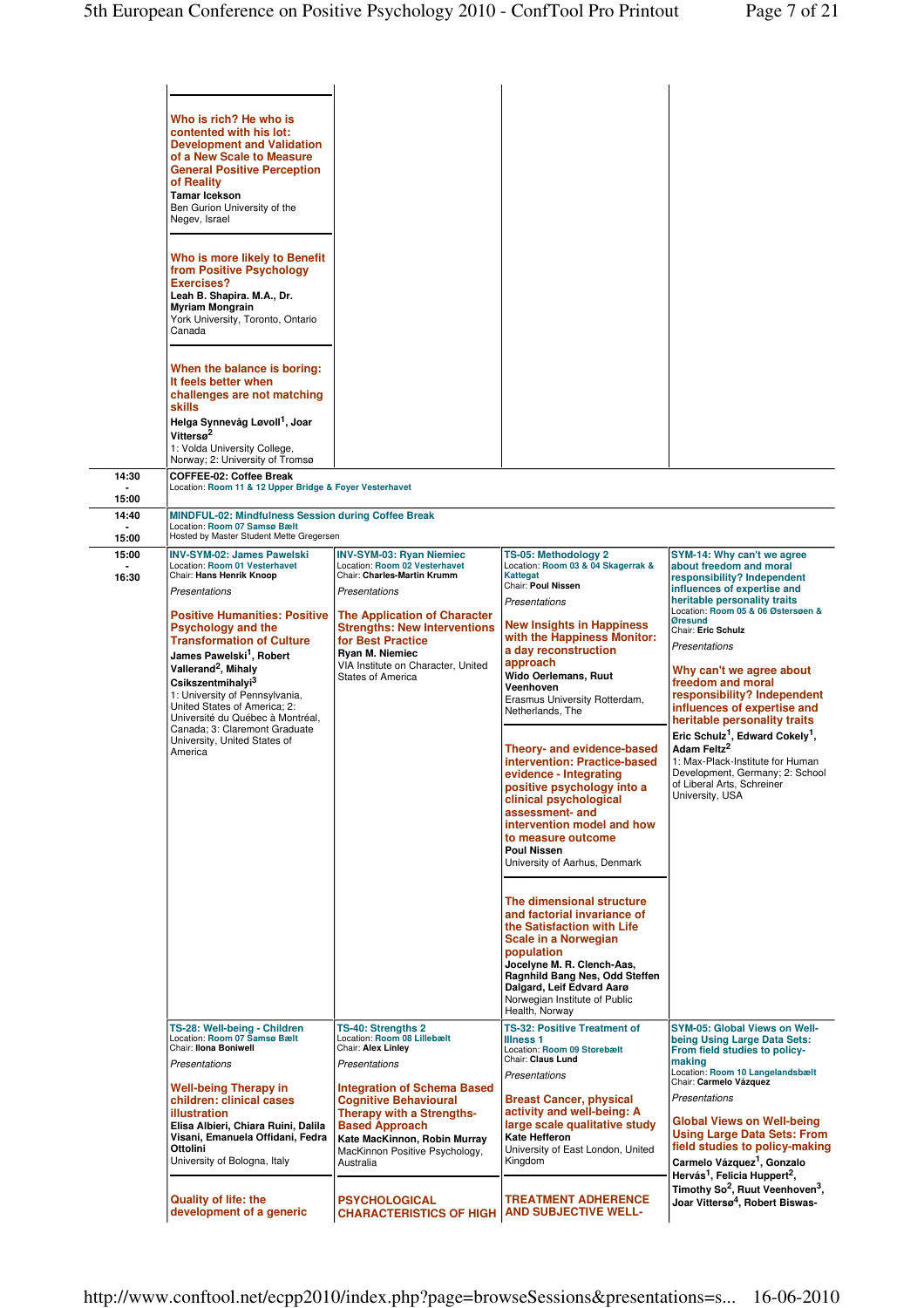**Who is rich? He who is contented with his lot: Development and Validation of a New Scale to Measure General Positive Perception of Reality**
**Tamar Icekson**
Ben Gurion University of the Negev, Israel

**Who is more likely to Benefit from Positive Psychology Exercises?**
**Leah B. Shapira. M.A., Dr. Myriam Mongrain**
York University, Toronto, Ontario Canada

**When the balance is boring: It feels better when challenges are not matching skills**
**Helga Synnevåg Løvoll[1], Joar Vittersø[2]**
1: Volda University College, Norway; 2: University of Tromsø

---

**14:30 - 15:00**

**COFFEE-02: Coffee Break**
Location: Room 11 & 12 Upper Bridge & Foyer Vesterhavet

---

**14:40 - 15:00**

**MINDFUL-02: Mindfulness Session during Coffee Break**
Location: Room 07 Samsø Bælt
Hosted by Master Student Mette Gregersen

---

**15:00 - 16:30**

**INV-SYM-02: James Pawelski**
Location: Room 01 Vesterhavet
Chair: **Hans Henrik Knoop**

*Presentations*

**Positive Humanities: Positive Psychology and the Transformation of Culture**
**James Pawelski[1], Robert Vallerand[2], Mihaly Csikszentmihalyi[3]**
1: University of Pennsylvania, United States of America; 2: Université du Québec à Montréal, Canada; 3: Claremont Graduate University, United States of America

**INV-SYM-03: Ryan Niemiec**
Location: Room 02 Vesterhavet
Chair: **Charles-Martin Krumm**

*Presentations*

**The Application of Character Strengths: New Interventions for Best Practice**
**Ryan M. Niemiec**
VIA Institute on Character, United States of America

**TS-05: Methodology 2**
Location: Room 03 & 04 Skagerrak & Kattegat
Chair: **Poul Nissen**

*Presentations*

**New Insights in Happiness with the Happiness Monitor: a day reconstruction approach**
**Wido Oerlemans, Ruut Veenhoven**
Erasmus University Rotterdam, Netherlands, The

**Theory- and evidence-based intervention: Practice-based evidence - Integrating positive psychology into a clinical psychological assessment- and intervention model and how to measure outcome**
**Poul Nissen**
University of Aarhus, Denmark

**The dimensional structure and factorial invariance of the Satisfaction with Life Scale in a Norwegian population**
**Jocelyne M. R. Clench-Aas, Ragnhild Bang Nes, Odd Steffen Dalgard, Leif Edvard Aarø**
Norwegian Institute of Public Health, Norway

**SYM-14: Why can't we agree about freedom and moral responsibility? Independent influences of expertise and heritable personality traits**
Location: Room 05 & 06 Østersøen & Øresund
Chair: **Eric Schulz**

*Presentations*

**Why can't we agree about freedom and moral responsibility? Independent influences of expertise and heritable personality traits**
**Eric Schulz[1], Edward Cokely[1], Adam Feltz[2]**
1: Max-Plack-Institute for Human Development, Germany; 2: School of Liberal Arts, Schreiner University, USA

**TS-28: Well-being - Children**
Location: Room 07 Samsø Bælt
Chair: **Ilona Boniwell**

*Presentations*

**Well-being Therapy in children: clinical cases illustration**
**Elisa Albieri, Chiara Ruini, Dalila Visani, Emanuela Offidani, Fedra Ottolini**
University of Bologna, Italy

**Quality of life: the development of a generic**

**TS-40: Strengths 2**
Location: Room 08 Lillebælt
Chair: **Alex Linley**

*Presentations*

**Integration of Schema Based Cognitive Behavioural Therapy with a Strengths-Based Approach**
**Kate MacKinnon, Robin Murray**
MacKinnon Positive Psychology, Australia

**PSYCHOLOGICAL CHARACTERISTICS OF HIGH**

**TS-32: Positive Treatment of Illness 1**
Location: Room 09 Storebælt
Chair: **Claus Lund**

*Presentations*

**Breast Cancer, physical activity and well-being: A large scale qualitative study**
**Kate Hefferon**
University of East London, United Kingdom

**TREATMENT ADHERENCE AND SUBJECTIVE WELL-**

**SYM-05: Global Views on Well-being Using Large Data Sets: From field studies to policy-making**
Location: Room 10 Langelandsbælt
Chair: **Carmelo Vázquez**

*Presentations*

**Global Views on Well-being Using Large Data Sets: From field studies to policy-making**
**Carmelo Vázquez[1], Gonzalo Hervás[1], Felicia Huppert[2], Timothy So[2], Ruut Veenhoven[3], Joar Vittersø[4], Robert Biswas-**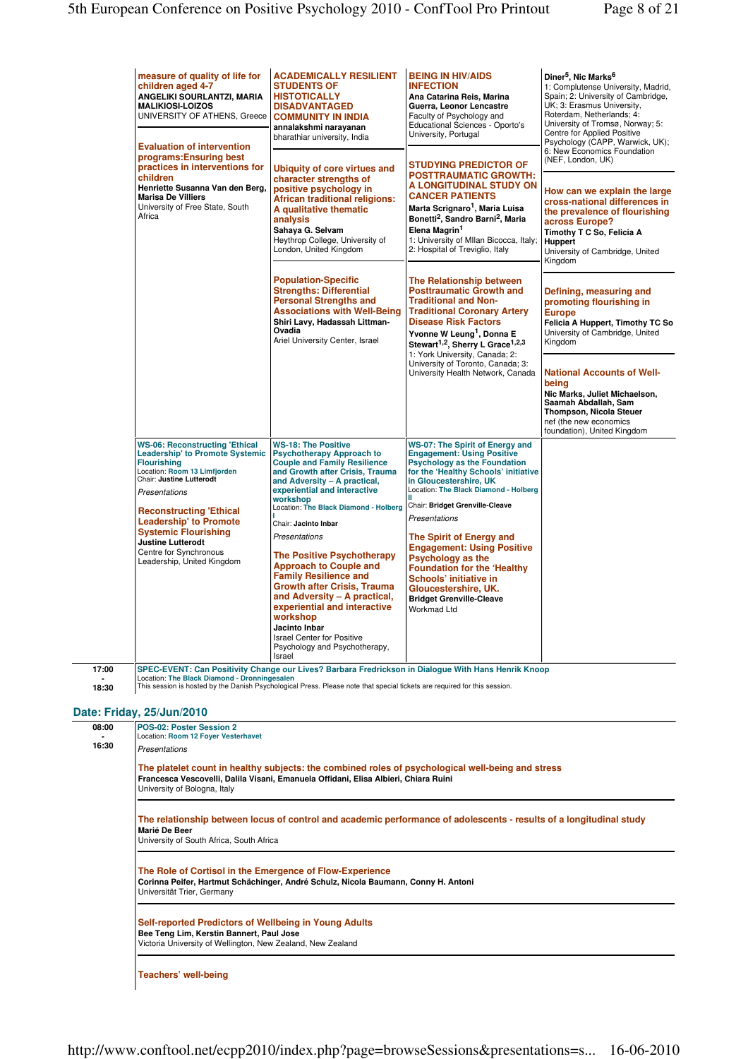**measure of quality of life for children aged 4-7**
**ANGELIKI SOURLANTZI, MARIA MALIKIOSI-LOIZOS**
UNIVERSITY OF ATHENS, Greece

**Evaluation of intervention programs:Ensuring best practices in interventions for children**
**Henriette Susanna Van den Berg, Marisa De Villiers**
University of Free State, South Africa

**ACADEMICALLY RESILIENT STUDENTS OF HISTOTICALLY DISADVANTAGED COMMUNITY IN INDIA**
**annalakshmi narayanan**
bharathiar university, India

**Ubiquity of core virtues and character strengths of positive psychology in African traditional religions: A qualitative thematic analysis**
**Sahaya G. Selvam**
Heythrop College, University of London, United Kingdom

**Population-Specific Strengths: Differential Personal Strengths and Associations with Well-Being**
**Shiri Lavy, Hadassah Littman-Ovadia**
Ariel University Center, Israel

**BEING IN HIV/AIDS INFECTION**
**Ana Catarina Reis, Marina Guerra, Leonor Lencastre**
Faculty of Psychology and Educational Sciences - Oporto's University, Portugal

**STUDYING PREDICTOR OF POSTTRAUMATIC GROWTH: A LONGITUDINAL STUDY ON CANCER PATIENTS**
**Marta Scrignaro[1], Maria Luisa Bonetti[2], Sandro Barni[2], Maria Elena Magrin[1]**
1: University of MIlan Bicocca, Italy; 2: Hospital of Treviglio, Italy

**The Relationship between Posttraumatic Growth and Non-Traditional Coronary Artery Disease Risk Factors**
**Yvonne W Leung[1], Donna E Stewart[1,2], Sherry L Grace[1,2,3]**
1: York University, Canada; 2: University of Toronto, Canada; 3: University Health Network, Canada

**Diner[5], Nic Marks[6]**
1: Complutense University, Madrid, Spain; 2: University of Cambridge, UK; 3: Erasmus University, Roterdam, Netherlands; 4: University of Tromsø, Norway; 5: Centre for Applied Positive Psychology (CAPP, Warwick, UK); 6: New Economics Foundation (NEF, London, UK)

**How can we explain the large cross-national differences in the prevalence of flourishing across Europe?**
**Timothy T C So, Felicia A Huppert**
University of Cambridge, United Kingdom

**Defining, measuring and promoting flourishing in Europe**
**Felicia A Huppert, Timothy TC So**
University of Cambridge, United Kingdom

**National Accounts of Well-being**
**Nic Marks, Juliet Michaelson, Saamah Abdallah, Sam Thompson, Nicola Steuer**
nef (the new economics foundation), United Kingdom

---

**WS-06: Reconstructing 'Ethical Leadership' to Promote Systemic Flourishing**
Location: Room 13 Limfjorden
Chair: **Justine Lutterodt**

*Presentations*

**Reconstructing 'Ethical Leadership' to Promote Systemic Flourishing**
**Justine Lutterodt**
Centre for Synchronous Leadership, United Kingdom

**WS-18: The Positive Psychotherapy Approach to Couple and Family Resilience and Growth after Crisis, Trauma and Adversity – A practical, experiential and interactive workshop**
Location: The Black Diamond - Holberg I
Chair: **Jacinto Inbar**

*Presentations*

**The Positive Psychotherapy Approach to Couple and Family Resilience and Growth after Crisis, Trauma and Adversity – A practical, experiential and interactive workshop**
**Jacinto Inbar**
Israel Center for Positive Psychology and Psychotherapy, Israel

**WS-07: The Spirit of Energy and Engagement: Using Positive Psychology as the Foundation for the 'Healthy Schools' initiative in Gloucestershire, UK**
Location: The Black Diamond - Holberg II
Chair: **Bridget Grenville-Cleave**

*Presentations*

**The Spirit of Energy and Engagement: Using Positive Psychology as the Foundation for the 'Healthy Schools' initiative in Gloucestershire, UK.**
**Bridget Grenville-Cleave**
Workmad Ltd

---

**17:00 - 18:30**

**SPEC-EVENT: Can Positivity Change our Lives? Barbara Fredrickson in Dialogue With Hans Henrik Knoop**
Location: The Black Diamond - Dronningesalen
This session is hosted by the Danish Psychological Press. Please note that special tickets are required for this session.

## Date: Friday, 25/Jun/2010

**08:00 - 16:30**

**POS-02: Poster Session 2**
Location: Room 12 Foyer Vesterhavet

*Presentations*

**The platelet count in healthy subjects: the combined roles of psychological well-being and stress**
**Francesca Vescovelli, Dalila Visani, Emanuela Offidani, Elisa Albieri, Chiara Ruini**
University of Bologna, Italy

**The relationship between locus of control and academic performance of adolescents - results of a longitudinal study**
**Marié De Beer**
University of South Africa, South Africa

**The Role of Cortisol in the Emergence of Flow-Experience**
**Corinna Peifer, Hartmut Schächinger, André Schulz, Nicola Baumann, Conny H. Antoni**
Universität Trier, Germany

**Self-reported Predictors of Wellbeing in Young Adults**
**Bee Teng Lim, Kerstin Bannert, Paul Jose**
Victoria University of Wellington, New Zealand, New Zealand

**Teachers' well-being**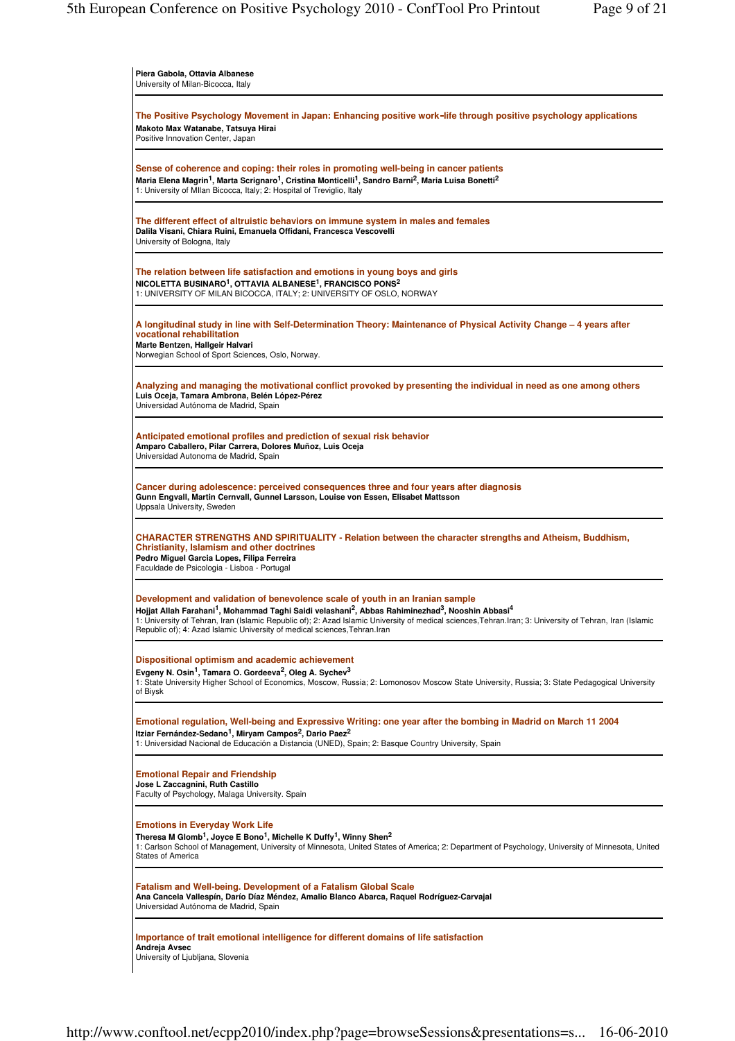**Piera Gabola, Ottavia Albanese**
University of Milan-Bicocca, Italy

---

### The Positive Psychology Movement in Japan: Enhancing positive work-life through positive psychology applications

**Makoto Max Watanabe, Tatsuya Hirai**
Positive Innovation Center, Japan

---

### Sense of coherence and coping: their roles in promoting well-being in cancer patients

**Maria Elena Magrin[1], Marta Scrignaro[1], Cristina Monticelli[1], Sandro Barni[2], Maria Luisa Bonetti[2]**
1: University of MIlan Bicocca, Italy; 2: Hospital of Treviglio, Italy

---

### The different effect of altruistic behaviors on immune system in males and females

**Dalila Visani, Chiara Ruini, Emanuela Offidani, Francesca Vescovelli**
University of Bologna, Italy

---

### The relation between life satisfaction and emotions in young boys and girls

**NICOLETTA BUSINARO[1], OTTAVIA ALBANESE[1], FRANCISCO PONS[2]**
1: UNIVERSITY OF MILAN BICOCCA, ITALY; 2: UNIVERSITY OF OSLO, NORWAY

---

### A longitudinal study in line with Self-Determination Theory: Maintenance of Physical Activity Change – 4 years after vocational rehabilitation

**Marte Bentzen, Hallgeir Halvari**
Norwegian School of Sport Sciences, Oslo, Norway.

---

### Analyzing and managing the motivational conflict provoked by presenting the individual in need as one among others

**Luis Oceja, Tamara Ambrona, Belén López-Pérez**
Universidad Autónoma de Madrid, Spain

---

### Anticipated emotional profiles and prediction of sexual risk behavior

**Amparo Caballero, Pilar Carrera, Dolores Muñoz, Luis Oceja**
Universidad Autonoma de Madrid, Spain

---

### Cancer during adolescence: perceived consequences three and four years after diagnosis

**Gunn Engvall, Martin Cernvall, Gunnel Larsson, Louise von Essen, Elisabet Mattsson**
Uppsala University, Sweden

---

### CHARACTER STRENGTHS AND SPIRITUALITY - Relation between the character strengths and Atheism, Buddhism, Christianity, Islamism and other doctrines

**Pedro Miguel Garcia Lopes, Filipa Ferreira**
Faculdade de Psicologia - Lisboa - Portugal

---

### Development and validation of benevolence scale of youth in an Iranian sample

**Hojjat Allah Farahani[1], Mohammad Taghi Saidi velashani[2], Abbas Rahiminezhad[3], Nooshin Abbasi[4]**
1: University of Tehran, Iran (Islamic Republic of); 2: Azad Islamic University of medical sciences,Tehran.Iran; 3: University of Tehran, Iran (Islamic Republic of); 4: Azad Islamic University of medical sciences,Tehran.Iran

---

### Dispositional optimism and academic achievement

**Evgeny N. Osin[1], Tamara O. Gordeeva[2], Oleg A. Sychev[3]**
1: State University Higher School of Economics, Moscow, Russia; 2: Lomonosov Moscow State University, Russia; 3: State Pedagogical University of Biysk

---

### Emotional regulation, Well-being and Expressive Writing: one year after the bombing in Madrid on March 11 2004

**Itziar Fernández-Sedano[1], Miryam Campos[2], Dario Paez[2]**
1: Universidad Nacional de Educación a Distancia (UNED), Spain; 2: Basque Country University, Spain

---

### Emotional Repair and Friendship

**Jose L Zaccagnini, Ruth Castillo**
Faculty of Psychology, Malaga University. Spain

---

### Emotions in Everyday Work Life

**Theresa M Glomb[1], Joyce E Bono[1], Michelle K Duffy[1], Winny Shen[2]**
1: Carlson School of Management, University of Minnesota, United States of America; 2: Department of Psychology, University of Minnesota, United States of America

---

### Fatalism and Well-being. Development of a Fatalism Global Scale

**Ana Cancela Vallespín, Darío Díaz Méndez, Amalio Blanco Abarca, Raquel Rodríguez-Carvajal**
Universidad Autónoma de Madrid, Spain

---

### Importance of trait emotional intelligence for different domains of life satisfaction

**Andreja Avsec**
University of Ljubljana, Slovenia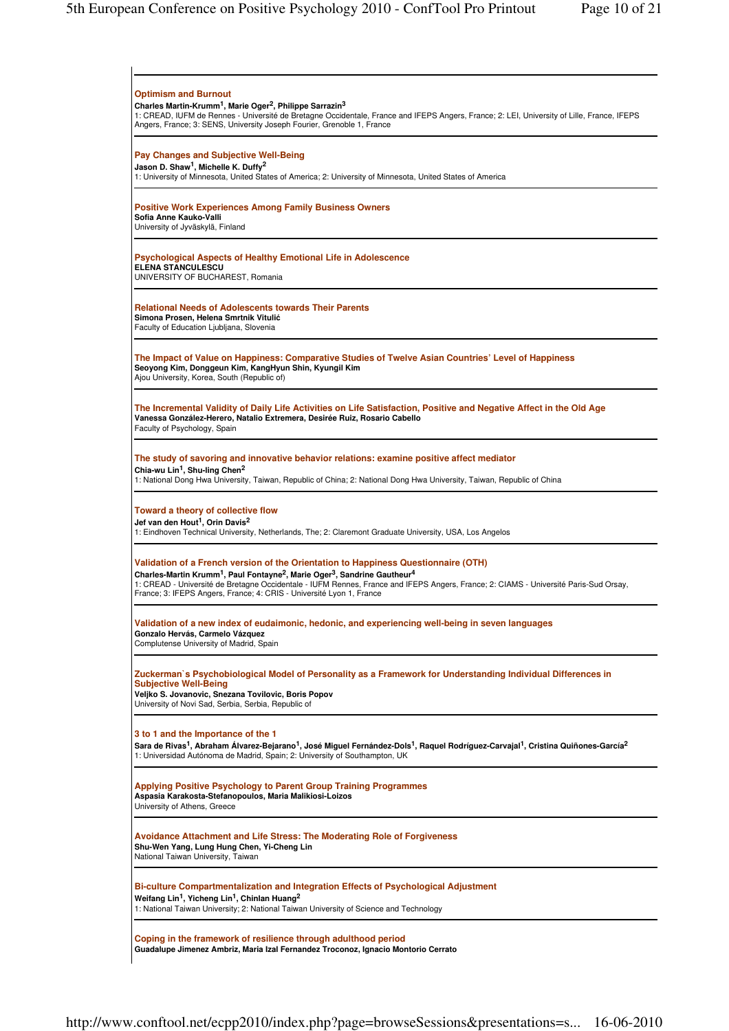### Optimism and Burnout

**Charles Martin-Krumm[1], Marie Oger[2], Philippe Sarrazin[3]**

1: CREAD, IUFM de Rennes - Université de Bretagne Occidentale, France and IFEPS Angers, France; 2: LEI, University of Lille, France, IFEPS Angers, France; 3: SENS, University Joseph Fourier, Grenoble 1, France

---

### Pay Changes and Subjective Well-Being

**Jason D. Shaw[1], Michelle K. Duffy[2]**

1: University of Minnesota, United States of America; 2: University of Minnesota, United States of America

---

### Positive Work Experiences Among Family Business Owners

**Sofia Anne Kauko-Valli**

University of Jyväskylä, Finland

---

### Psychological Aspects of Healthy Emotional Life in Adolescence

**ELENA STANCULESCU**

UNIVERSITY OF BUCHAREST, Romania

---

### Relational Needs of Adolescents towards Their Parents

**Simona Prosen, Helena Smrtnik Vitulić**

Faculty of Education Ljubljana, Slovenia

---

### The Impact of Value on Happiness: Comparative Studies of Twelve Asian Countries' Level of Happiness

**Seoyong Kim, Donggeun Kim, KangHyun Shin, Kyungil Kim**

Ajou University, Korea, South (Republic of)

---

### The Incremental Validity of Daily Life Activities on Life Satisfaction, Positive and Negative Affect in the Old Age

**Vanessa González-Herero, Natalio Extremera, Desirée Ruiz, Rosario Cabello**

Faculty of Psychology, Spain

---

### The study of savoring and innovative behavior relations: examine positive affect mediator

**Chia-wu Lin[1], Shu-ling Chen[2]**

1: National Dong Hwa University, Taiwan, Republic of China; 2: National Dong Hwa University, Taiwan, Republic of China

---

### Toward a theory of collective flow

**Jef van den Hout[1], Orin Davis[2]**

1: Eindhoven Technical University, Netherlands, The; 2: Claremont Graduate University, USA, Los Angelos

---

### Validation of a French version of the Orientation to Happiness Questionnaire (OTH)

**Charles-Martin Krumm[1], Paul Fontayne[2], Marie Oger[3], Sandrine Gautheur[4]**

1: CREAD - Université de Bretagne Occidentale - IUFM Rennes, France and IFEPS Angers, France; 2: CIAMS - Université Paris-Sud Orsay, France; 3: IFEPS Angers, France; 4: CRIS - Université Lyon 1, France

---

### Validation of a new index of eudaimonic, hedonic, and experiencing well-being in seven languages

**Gonzalo Hervás, Carmelo Vázquez**

Complutense University of Madrid, Spain

---

### Zuckerman`s Psychobiological Model of Personality as a Framework for Understanding Individual Differences in Subjective Well-Being

**Veljko S. Jovanovic, Snezana Tovilovic, Boris Popov**

University of Novi Sad, Serbia, Serbia, Republic of

---

### 3 to 1 and the Importance of the 1

**Sara de Rivas[1], Abraham Álvarez-Bejarano[1], José Miguel Fernández-Dols[1], Raquel Rodríguez-Carvajal[1], Cristina Quiñones-García[2]**

1: Universidad Autónoma de Madrid, Spain; 2: University of Southampton, UK

---

### Applying Positive Psychology to Parent Group Training Programmes

**Aspasia Karakosta-Stefanopoulos, Maria Malikiosi-Loizos**

University of Athens, Greece

---

### Avoidance Attachment and Life Stress: The Moderating Role of Forgiveness

**Shu-Wen Yang, Lung Hung Chen, Yi-Cheng Lin**

National Taiwan University, Taiwan

---

### Bi-culture Compartmentalization and Integration Effects of Psychological Adjustment

**Weifang Lin[1], Yicheng Lin[1], Chinlan Huang[2]**

1: National Taiwan University; 2: National Taiwan University of Science and Technology

---

### Coping in the framework of resilience through adulthood period

**Guadalupe Jimenez Ambriz, Maria Izal Fernandez Troconoz, Ignacio Montorio Cerrato**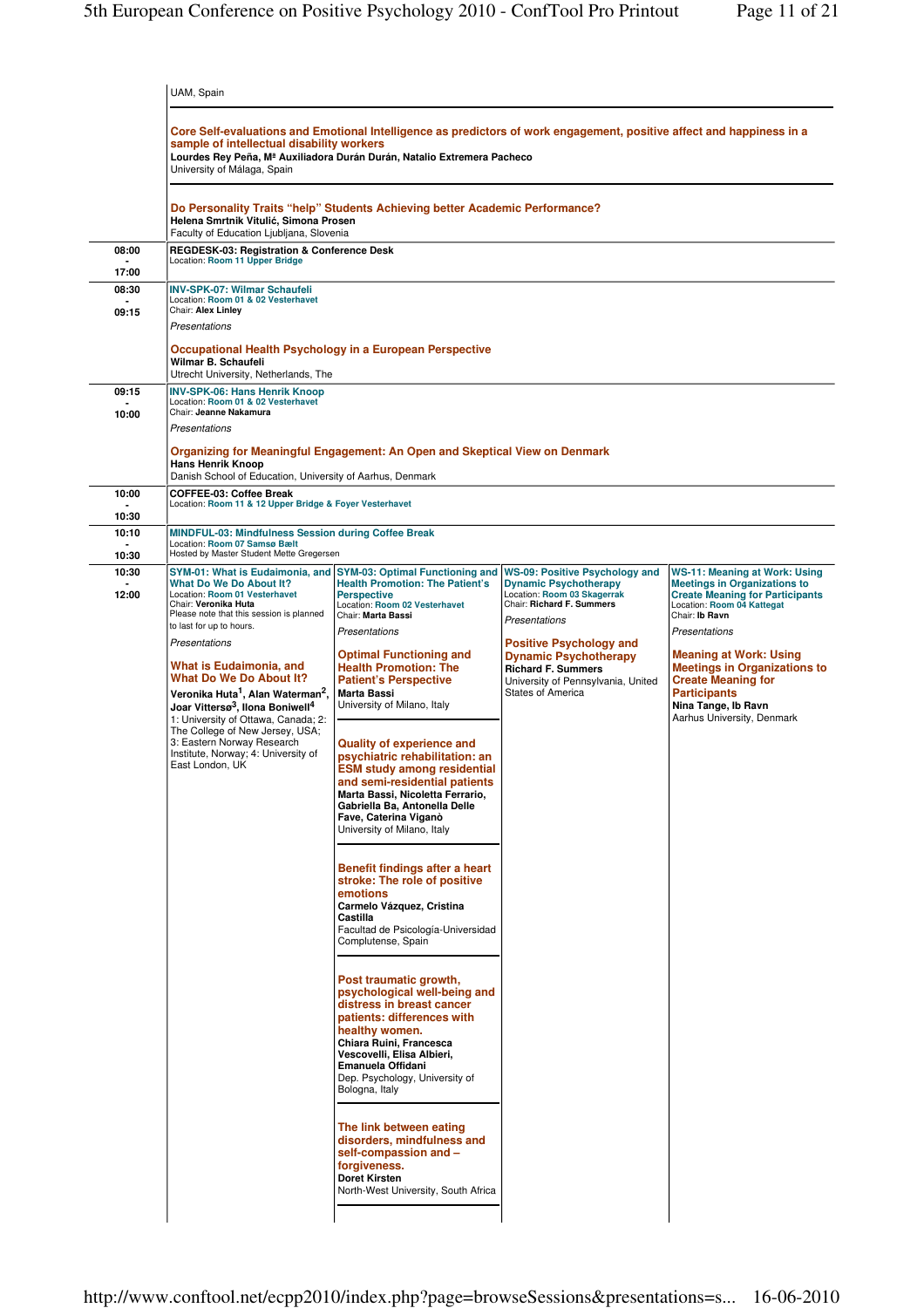UAM, Spain

**Core Self-evaluations and Emotional Intelligence as predictors of work engagement, positive affect and happiness in a sample of intellectual disability workers**
**Lourdes Rey Peña, Mª Auxiliadora Durán Durán, Natalio Extremera Pacheco**
University of Málaga, Spain

**Do Personality Traits "help" Students Achieving better Academic Performance?**
**Helena Smrtnik Vitulić, Simona Prosen**
Faculty of Education Ljubljana, Slovenia

---

**08:00 - 17:00**

**REGDESK-03: Registration & Conference Desk**
Location: Room 11 Upper Bridge

---

**08:30 - 09:15**

**INV-SPK-07: Wilmar Schaufeli**
Location: Room 01 & 02 Vesterhavet
Chair: **Alex Linley**

*Presentations*

**Occupational Health Psychology in a European Perspective**
**Wilmar B. Schaufeli**
Utrecht University, Netherlands, The

---

**09:15 - 10:00**

**INV-SPK-06: Hans Henrik Knoop**
Location: Room 01 & 02 Vesterhavet
Chair: **Jeanne Nakamura**

*Presentations*

**Organizing for Meaningful Engagement: An Open and Skeptical View on Denmark**
**Hans Henrik Knoop**
Danish School of Education, University of Aarhus, Denmark

---

**10:00 - 10:30**

**COFFEE-03: Coffee Break**
Location: Room 11 & 12 Upper Bridge & Foyer Vesterhavet

---

**10:10 - 10:30**

**MINDFUL-03: Mindfulness Session during Coffee Break**
Location: Room 07 Samsø Bælt
Hosted by Master Student Mette Gregersen

---

**10:30 - 12:00**

**SYM-01: What is Eudaimonia, and What Do We Do About It?**
Location: Room 01 Vesterhavet
Chair: **Veronika Huta**
Please note that this session is planned to last for up to hours.

*Presentations*

**What is Eudaimonia, and What Do We Do About It?**
**Veronika Huta[1], Alan Waterman[2], Joar Vittersø[3], Ilona Boniwell[4]**
1: University of Ottawa, Canada; 2: The College of New Jersey, USA; 3: Eastern Norway Research Institute, Norway; 4: University of East London, UK

**SYM-03: Optimal Functioning and Health Promotion: The Patient's Perspective**
Location: Room 02 Vesterhavet
Chair: **Marta Bassi**

*Presentations*

**Optimal Functioning and Health Promotion: The Patient's Perspective**
**Marta Bassi**
University of Milano, Italy

**Quality of experience and psychiatric rehabilitation: an ESM study among residential and semi-residential patients**
**Marta Bassi, Nicoletta Ferrario, Gabriella Ba, Antonella Delle Fave, Caterina Viganò**
University of Milano, Italy

**Benefit findings after a heart stroke: The role of positive emotions**
**Carmelo Vázquez, Cristina Castilla**
Facultad de Psicología-Universidad Complutense, Spain

**Post traumatic growth, psychological well-being and distress in breast cancer patients: differences with healthy women.**
**Chiara Ruini, Francesca Vescovelli, Elisa Albieri, Emanuela Offidani**
Dep. Psychology, University of Bologna, Italy

**The link between eating disorders, mindfulness and self-compassion and – forgiveness.**
**Doret Kirsten**
North-West University, South Africa

**WS-09: Positive Psychology and Dynamic Psychotherapy**
Location: Room 03 Skagerrak
Chair: **Richard F. Summers**

*Presentations*

**Positive Psychology and Dynamic Psychotherapy**
**Richard F. Summers**
University of Pennsylvania, United States of America

**WS-11: Meaning at Work: Using Meetings in Organizations to Create Meaning for Participants**
Location: Room 04 Kattegat
Chair: **Ib Ravn**

*Presentations*

**Meaning at Work: Using Meetings in Organizations to Create Meaning for Participants**
**Nina Tange, Ib Ravn**
Aarhus University, Denmark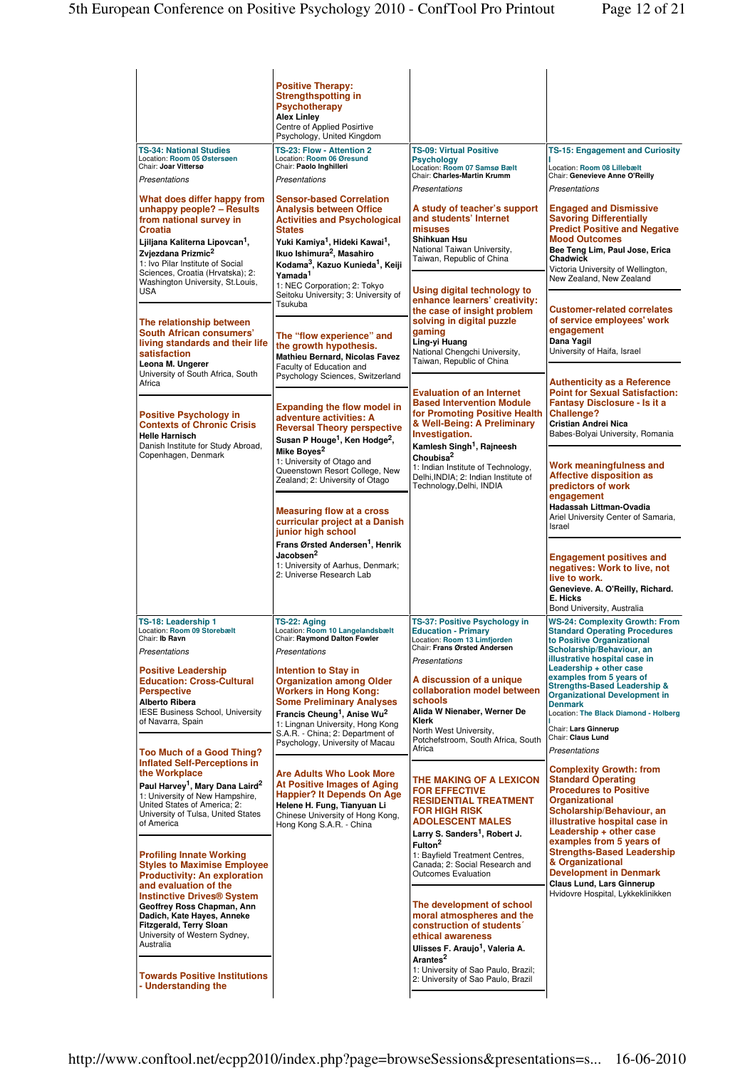**Positive Therapy: Strengthspotting in Psychotherapy**
**Alex Linley**
Centre of Applied Positive Psychology, United Kingdom

## TS-34: National Studies

Location: Room 05 Østersøen
Chair: **Joar Vittersø**

*Presentations*

**What does differ happy from unhappy people? – Results from national survey in Croatia**
**Ljiljana Kaliterna Lipovcan[1], Zvjezdana Prizmic[2]**
1: Ivo Pilar Institute of Social Sciences, Croatia (Hrvatska); 2: Washington University, St.Louis, USA

**The relationship between South African consumers' living standards and their life satisfaction**
**Leona M. Ungerer**
University of South Africa, South Africa

**Positive Psychology in Contexts of Chronic Crisis**
**Helle Harnisch**
Danish Institute for Study Abroad, Copenhagen, Denmark

## TS-23: Flow - Attention 2

Location: Room 06 Øresund
Chair: **Paolo Inghilleri**

*Presentations*

**Sensor-based Correlation Analysis between Office Activities and Psychological States**
**Yuki Kamiya[1], Hideki Kawai[1], Ikuo Ishimura[2], Masahiro Kodama[3], Kazuo Kunieda[1], Keiji Yamada[1]**
1: NEC Corporation; 2: Tokyo Seitoku University; 3: University of Tsukuba

**The "flow experience" and the growth hypothesis.**
**Mathieu Bernard, Nicolas Favez**
Faculty of Education and Psychology Sciences, Switzerland

**Expanding the flow model in adventure activities: A Reversal Theory perspective**
**Susan P Houge[1], Ken Hodge[2], Mike Boyes[2]**
1: University of Otago and Queenstown Resort College, New Zealand; 2: University of Otago

**Measuring flow at a cross curricular project at a Danish junior high school**
**Frans Ørsted Andersen[1], Henrik Jacobsen[2]**
1: University of Aarhus, Denmark; 2: Universe Research Lab

## TS-09: Virtual Positive Psychology

Location: Room 07 Samsø Bælt
Chair: **Charles-Martin Krumm**

*Presentations*

**A study of teacher's support and students' Internet misuses**
**Shihkuan Hsu**
National Taiwan University, Taiwan, Republic of China

**Using digital technology to enhance learners' creativity: the case of insight problem solving in digital puzzle gaming**
**Ling-yi Huang**
National Chengchi University, Taiwan, Republic of China

**Evaluation of an Internet Based Intervention Module for Promoting Positive Health & Well-Being: A Preliminary Investigation.**
**Kamlesh Singh[1], Rajneesh Choubisa[2]**
1: Indian Institute of Technology, Delhi,INDIA; 2: Indian Institute of Technology,Delhi, INDIA

## TS-15: Engagement and Curiosity I

Location: Room 08 Lillebælt
Chair: **Genevieve Anne O'Reilly**

*Presentations*

**Engaged and Dismissive Savoring Differentially Predict Positive and Negative Mood Outcomes**
**Bee Teng Lim, Paul Jose, Erica Chadwick**
Victoria University of Wellington, New Zealand, New Zealand

**Customer-related correlates of service employees' work engagement**
**Dana Yagil**
University of Haifa, Israel

**Authenticity as a Reference Point for Sexual Satisfaction: Fantasy Disclosure - Is it a Challenge?**
**Cristian Andrei Nica**
Babes-Bolyai University, Romania

**Work meaningfulness and Affective disposition as predictors of work engagement**
**Hadassah Littman-Ovadia**
Ariel University Center of Samaria, Israel

**Engagement positives and negatives: Work to live, not live to work.**
**Genevieve. A. O'Reilly, Richard. E. Hicks**
Bond University, Australia

## TS-18: Leadership 1

Location: Room 09 Storebælt
Chair: **Ib Ravn**

*Presentations*

**Positive Leadership Education: Cross-Cultural Perspective**
**Alberto Ribera**
IESE Business School, University of Navarra, Spain

**Too Much of a Good Thing? Inflated Self-Perceptions in the Workplace**
**Paul Harvey[1], Mary Dana Laird[2]**
1: University of New Hampshire, United States of America; 2: University of Tulsa, United States of America

**Profiling Innate Working Styles to Maximise Employee Productivity: An exploration and evaluation of the Instinctive Drives® System**
**Geoffrey Ross Chapman, Ann Dadich, Kate Hayes, Anneke Fitzgerald, Terry Sloan**
University of Western Sydney, Australia

**Towards Positive Institutions - Understanding the**

## TS-22: Aging

Location: Room 10 Langelandsbælt
Chair: **Raymond Dalton Fowler**

*Presentations*

**Intention to Stay in Organization among Older Workers in Hong Kong: Some Preliminary Analyses**
**Francis Cheung[1], Anise Wu[2]**
1: Lingnan University, Hong Kong S.A.R. - China; 2: Department of Psychology, University of Macau

**Are Adults Who Look More At Positive Images of Aging Happier? It Depends On Age**
**Helene H. Fung, Tianyuan Li**
Chinese University of Hong Kong, Hong Kong S.A.R. - China

## TS-37: Positive Psychology in Education - Primary

Location: Room 13 Limfjorden
Chair: **Frans Ørsted Andersen**

*Presentations*

**A discussion of a unique collaboration model between schools**
**Alida W Nienaber, Werner De Klerk**
North West University, Potchefstroom, South Africa, South Africa

**THE MAKING OF A LEXICON FOR EFFECTIVE RESIDENTIAL TREATMENT FOR HIGH RISK ADOLESCENT MALES**
**Larry S. Sanders[1], Robert J. Fulton[2]**
1: Bayfield Treatment Centres, Canada; 2: Social Research and Outcomes Evaluation

**The development of school moral atmospheres and the construction of students´ ethical awareness**
**Ulisses F. Araujo[1], Valeria A. Arantes[2]**
1: University of Sao Paulo, Brazil; 2: University of Sao Paulo, Brazil

## WS-24: Complexity Growth: From Standard Operating Procedures to Positive Organizational Scholarship/Behaviour, an illustrative hospital case in Leadership + other case examples from 5 years of Strengths-Based Leadership & Organizational Development in Denmark

Location: The Black Diamond - Holberg I
Chair: **Lars Ginnerup**
Chair: **Claus Lund**

*Presentations*

**Complexity Growth: from Standard Operating Procedures to Positive Organizational Scholarship/Behaviour, an illustrative hospital case in Leadership + other case examples from 5 years of Strengths-Based Leadership & Organizational Development in Denmark**
**Claus Lund, Lars Ginnerup**
Hvidovre Hospital, Lykkeklinikken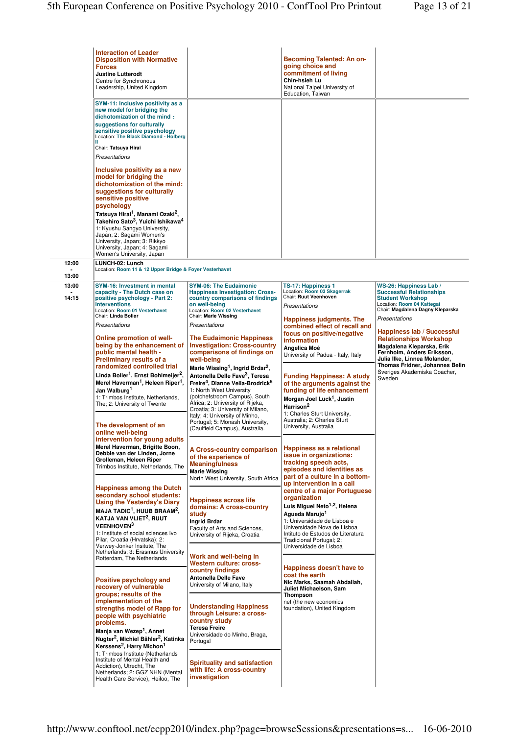**Interaction of Leader Disposition with Normative Forces**
**Justine Lutterodt**
Centre for Synchronous Leadership, United Kingdom

**Becoming Talented: An on-going choice and commitment of living**
**Chin-hsieh Lu**
National Taipei University of Education, Taiwan

**SYM-11: Inclusive positivity as a new model for bridging the dichotomization of the mind : suggestions for culturally sensitive positive psychology**
Location: The Black Diamond - Holberg II
Chair: **Tatsuya Hirai**

*Presentations*

**Inclusive positivity as a new model for bridging the dichotomization of the mind: suggestions for culturally sensitive positive psychology**
**Tatsuya Hirai[1], Manami Ozaki[2], Takehiro Sato[3], Yuichi Ishikawa[4]**
1: Kyushu Sangyo University, Japan; 2: Sagami Women's University, Japan; 3: Rikkyo University, Japan; 4: Sagami Women's University, Japan

---

**12:00 - 13:00**

**LUNCH-02: Lunch**
Location: Room 11 & 12 Upper Bridge & Foyer Vesterhavet

---

**13:00 - 14:15**

**SYM-16: Investment in mental capacity - The Dutch case on positive psychology - Part 2: Interventions**
Location: Room 01 Vesterhavet
Chair: **Linda Bolier**

*Presentations*

**Online promotion of well-being by the enhancement of public mental health - Preliminary results of a randomized controlled trial**
**Linda Bolier[1], Ernst Bohlmeijer[2], Merel Haverman[1], Heleen Riper[1], Jan Walburg[1]**
1: Trimbos Institute, Netherlands, The; 2: University of Twente

**The development of an online well-being intervention for young adults**
**Merel Haverman, Brigitte Boon, Debbie van der Linden, Jorne Grolleman, Heleen Riper**
Trimbos Institute, Netherlands, The

**Happiness among the Dutch secondary school students: Using the Yesterday's Diary**
**MAJA TADIC[1], HUUB BRAAM[2], KATJA VAN VLIET[2], RUUT VEENHOVEN[3]**
1: Institute of social sciences Ivo Pilar, Croatia (Hrvatska); 2: Verwey-Jonker Insitute, The Netherlands; 3: Erasmus University Rotterdam, The Netherlands

**Positive psychology and recovery of vulnerable groups; results of the implementation of the strengths model of Rapp for people with psychiatric problems.**
**Manja van Wezep[1], Annet Nugter[2], Michiel Bähler[2], Katinka Kerssens[2], Harry Michon[1]**
1: Trimbos Institute (Netherlands Institute of Mental Health and Addiction), Utrecht, The Netherlands; 2: GGZ NHN (Mental Health Care Service), Heiloo, The

**SYM-06: The Eudaimonic Happiness Investigation: Cross-country comparisons of findings on well-being**
Location: Room 02 Vesterhavet
Chair: **Marie Wissing**

*Presentations*

**The Eudaimonic Happiness Investigation: Cross-country comparisons of findings on well-being**
**Marie Wissing[1], Ingrid Brdar[2], Antonella Delle Fave[3], Teresa Freire[4], Dianne Vella-Brodrick[5]**
1: North West University (potchefstroom Campus), South Africa; 2: University of Rijeka, Croatia; 3: University of Milano, Italy; 4: University of Minho, Portugal; 5: Monash University, (Caulfield Campus), Australia.

**A Cross-country comparison of the experience of Meaningfulness**
**Marie Wissing**
North West University, South Africa

**Happiness across life domains: A cross-country study**
**Ingrid Brdar**
Faculty of Arts and Sciences, University of Rijeka, Croatia

**Work and well-being in Western culture: cross-country findings**
**Antonella Delle Fave**
University of Milano, Italy

**Understanding Happiness through Leisure: a cross-country study**
**Teresa Freire**
Universidade do Minho, Braga, Portugal

**Spirituality and satisfaction with life: A cross-country investigation**

**TS-17: Happiness 1**
Location: Room 03 Skagerrak
Chair: **Ruut Veenhoven**

*Presentations*

**Happiness judgments. The combined effect of recall and focus on positive/negative information**
**Angelica Moè**
University of Padua - Italy, Italy

**Funding Happiness: A study of the arguments against the funding of life enhancement**
**Morgan Joel Luck[1], Justin Harrison[2]**
1: Charles Sturt University, Australia; 2: Charles Sturt University, Australia

**Happiness as a relational issue in organizations: tracking speech acts, episodes and identities as part of a culture in a bottom-up intervention in a call centre of a major Portuguese organization**
**Luis Miguel Neto[1,2], Helena Agueda Marujo[1]**
1: Universidade de Lisboa e Universidade Nova de Lisboa Intituto de Estudos de Literatura Tradicional Portugal; 2: Universidade de Lisboa

**Happiness doesn't have to cost the earth**
**Nic Marks, Saamah Abdallah, Juliet Michaelson, Sam Thompson**
nef (the new economics foundation), United Kingdom

**WS-26: Happiness Lab / Successful Relationships Student Workshop**
Location: Room 04 Kattegat
Chair: **Magdalena Dagny Kleparska**

*Presentations*

**Happiness lab / Successful Relationships Workshop**
**Magdalena Kleparska, Erik Fernholm, Anders Eriksson, Julia Ilke, Linnea Molander, Thomas Fridner, Johannes Belin**
Sveriges Akademiska Coacher, Sweden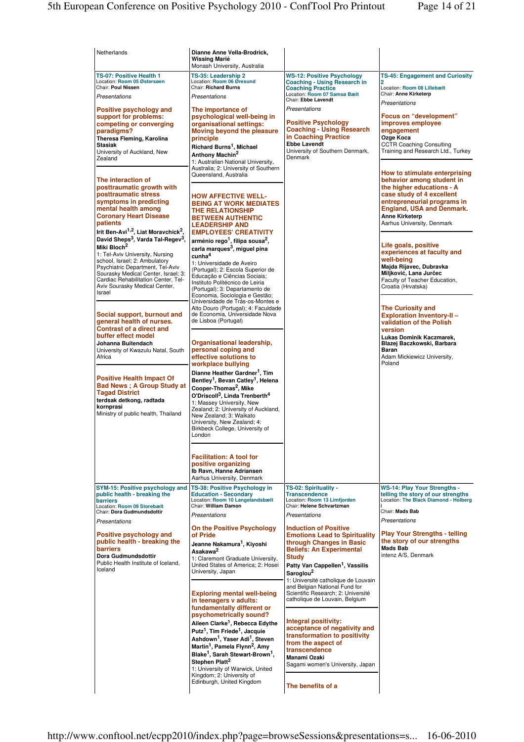Netherlands

Dianne Anne Vella-Brodrick, Wissing Marié
Monash University, Australia

## TS-07: Positive Health 1
Location: Room 05 Østersøen
Chair: Poul Nissen

*Presentations*

### Positive psychology and support for problems: competing or converging paradigms?
**Theresa Fleming, Karolina Stasiak**
University of Auckland, New Zealand

### The interaction of posttraumatic growth with posttraumatic stress symptoms in predicting mental health among Coronary Heart Disease patients
**Irit Ben-Avi[1,2], Liat Moravchick[2], David Sheps[3], Varda Tal-Regev[3], Miki Bloch[2]**
1: Tel-Aviv University, Nursing school, Israel; 2: Ambulatory Psychiatric Department, Tel-Aviv Sourasky Medical Center, Israel; 3: Cardiac Rehabilitation Center, Tel-Aviv Sourasky Medical Center, Israel

### Social support, burnout and general health of nurses. Contrast of a direct and buffer effect model
**Johanna Buitendach**
University of Kwazulu Natal, South Africa

### Positive Health Impact Of Bad News ; A Group Study at Tagad District
**terdsak detkong, radtada kornprasi**
Ministry of public health, Thailand

## TS-35: Leadership 2
Location: Room 06 Øresund
Chair: Richard Burns

*Presentations*

### The importance of psychological well-being in organisational settings: Moving beyond the pleasure principle
**Richard Burns[1], Michael Anthony Machin[2]**
1: Australian National University, Australia; 2: University of Southern Queensland, Australia

### HOW AFFECTIVE WELL-BEING AT WORK MEDIATES THE RELATIONSHIP BETWEEN AUTHENTIC LEADERSHIP AND EMPLOYEES' CREATIVITY
**arménio rego[1], filipa sousa[2], carla marques[3], miguel pina cunha[4]**
1: Universidade de Aveiro (Portugal); 2: Escola Superior de Educação e Ciências Sociais; Instituto Politécnico de Leiria (Portugal); 3: Departamento de Economia, Sociologia e Gestão; Universidade de Trás-os-Montes e Alto Douro (Portugal); 4: Faculdade de Economia, Universidade Nova de Lisboa (Portugal)

### Organisational leadership, personal coping and effective solutions to workplace bullying
**Dianne Heather Gardner[1], Tim Bentley[1], Bevan Catley[1], Helena Cooper-Thomas[2], Mike O'Driscoll[3], Linda Trenberth[4]**
1: Massey University, New Zealand; 2: University of Auckland, New Zealand; 3: Waikato University, New Zealand; 4: Birkbeck College, University of London

### Facilitation: A tool for positive organizing
**Ib Ravn, Hanne Adriansen**
Aarhus University, Denmark

## WS-12: Positive Psychology Coaching - Using Research in Coaching Practice
Location: Room 07 Samsø Bælt
Chair: Ebbe Lavendt

*Presentations*

### Positive Psychology Coaching - Using Research in Coaching Practice
**Ebbe Lavendt**
University of Southern Denmark, Denmark

## TS-45: Engagement and Curiosity 2
Location: Room 08 Lillebælt
Chair: Anne Kirketerp

*Presentations*

### Focus on "development" improves employee engagement
**Ozge Koca**
CCTR Coaching Consulting Training and Research Ltd., Turkey

### How to stimulate enterprising behavior among student in the higher educations - A case study of 4 excellent entrepreneurial programs in England, USA and Denmark.
**Anne Kirketerp**
Aarhus University, Denmark

### Life goals, positive experiences at faculty and well-being
**Majda Rijavec, Dubravka Miljković, Lana Jurčec**
Faculty of Teacher Education, Croatia (Hrvatska)

### The Curiosity and Exploration Inventory-II – validation of the Polish version
**Lukas Dominik Kaczmarek, Blazej Baczkowski, Barbara Baran**
Adam Mickiewicz University, Poland

## SYM-15: Positive psychology and public health - breaking the barriers
Location: Room 09 Storebælt
Chair: Dora Gudmundsdottir

*Presentations*

### Positive psychology and public health - breaking the barriers
**Dora Gudmundsdottir**
Public Health Institute of Iceland, Iceland

## TS-38: Positive Psychology in Education - Secondary
Location: Room 10 Langelandsbælt
Chair: William Damon

*Presentations*

### On the Positive Psychology of Pride
**Jeanne Nakamura[1], Kiyoshi Asakawa[2]**
1: Claremont Graduate University, United States of America; 2: Hosei University, Japan

### Exploring mental well-being in teenagers v adults: fundamentally different or psychometrically sound?
**Aileen Clarke[1], Rebecca Edythe Putz[1], Tim Friede[1], Jacquie Ashdown[1], Yaser Adi[1], Steven Martin[1], Pamela Flynn[2], Amy Blake[1], Sarah Stewart-Brown[1], Stephen Platt[2]**
1: University of Warwick, United Kingdom; 2: University of Edinburgh, United Kingdom

## TS-02: Spirituality - Transcendence
Location: Room 13 Limfjorden
Chair: Helene Schvartzman

*Presentations*

### Induction of Positive Emotions Lead to Spirituality through Changes in Basic Beliefs: An Experimental Study
**Patty Van Cappellen[1], Vassilis Saroglou[2]**
1: Université catholique de Louvain and Belgian National Fund for Scientific Research; 2: Université catholique de Louvain, Belgium

### Integral positivity: acceptance of negativity and transformation to positivity from the aspect of transcendence
**Manami Ozaki**
Sagami women's University, Japan

### The benefits of a

## WS-14: Play Your Strengths - telling the story of our strengths
Location: The Black Diamond - Holberg I
Chair: Mads Bab

*Presentations*

### Play Your Strengths - telling the story of our strengths
**Mads Bab**
intenz A/S, Denmark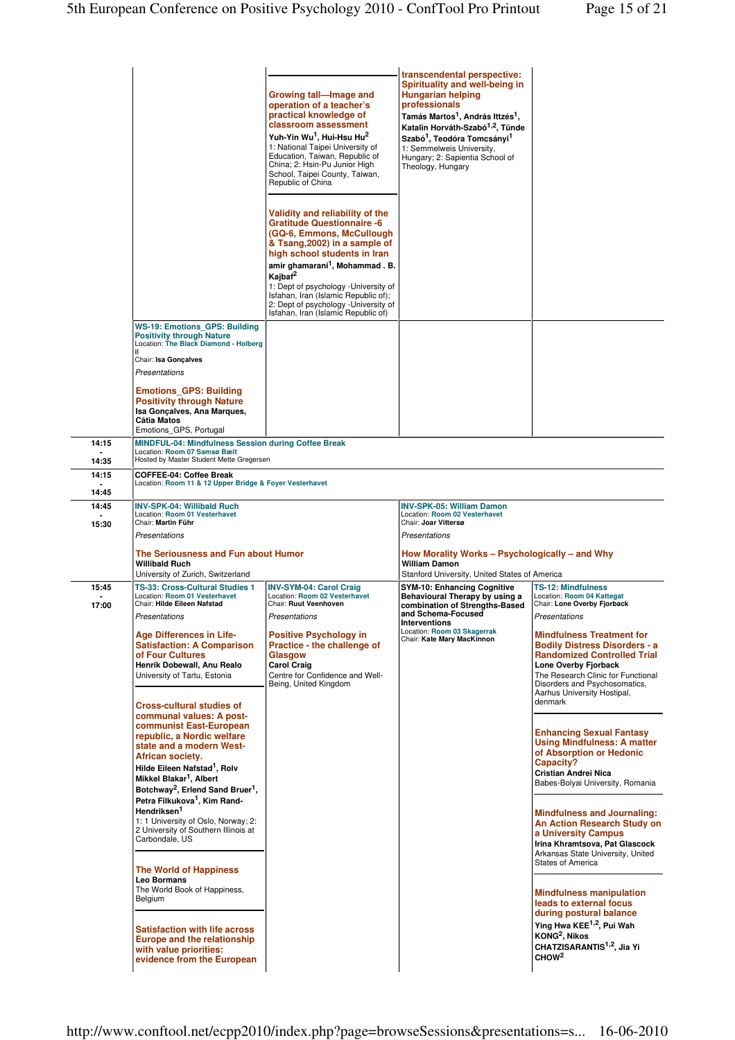**transcendental perspective: Spirituality and well-being in Hungarian helping professionals**
Tamás Martos[1], András Ittzés[1], Katalin Horváth-Szabó[1,2], Tünde Szabó[1], Teodóra Tomcsányi[1]
1: Semmelweis University, Hungary; 2: Sapientia School of Theology, Hungary

**Growing tall—Image and operation of a teacher's practical knowledge of classroom assessment**
Yuh-Yin Wu[1], Hui-Hsu Hu[2]
1: National Taipei University of Education, Taiwan, Republic of China; 2: Hsin-Pu Junior High School, Taipei County, Taiwan, Republic of China

**Validity and reliability of the Gratitude Questionnaire -6 (GQ-6, Emmons, McCullough & Tsang,2002) in a sample of high school students in Iran**
amir ghamarani[1], Mohammad . B. Kajbaf[2]
1: Dept of psychology -University of Isfahan, Iran (Islamic Republic of); 2: Dept of psychology -University of Isfahan, Iran (Islamic Republic of)

**WS-19: Emotions_GPS: Building Positivity through Nature**
Location: The Black Diamond - Holberg II
Chair: Isa Gonçalves

*Presentations*

**Emotions_GPS: Building Positivity through Nature**
Isa Gonçalves, Ana Marques, Cátia Matos
Emotions_GPS, Portugal

---

## 14:15 - 14:35

**MINDFUL-04: Mindfulness Session during Coffee Break**
Location: Room 07 Samsø Bælt
Hosted by Master Student Mette Gregersen

## 14:15 - 14:45

**COFFEE-04: Coffee Break**
Location: Room 11 & 12 Upper Bridge & Foyer Vesterhavet

## 14:45 - 15:30

**INV-SPK-04: Willibald Ruch**
Location: Room 01 Vesterhavet
Chair: Martin Führ

*Presentations*

**The Seriousness and Fun about Humor**
Willibald Ruch
University of Zurich, Switzerland

**INV-SPK-05: William Damon**
Location: Room 02 Vesterhavet
Chair: Joar Vittersø

*Presentations*

**How Morality Works – Psychologically – and Why**
William Damon
Stanford University, United States of America

## 15:45 - 17:00

**TS-33: Cross-Cultural Studies 1**
Location: Room 01 Vesterhavet
Chair: Hilde Eileen Nafstad

*Presentations*

**Age Differences in Life-Satisfaction: A Comparison of Four Cultures**
Henrik Dobewall, Anu Realo
University of Tartu, Estonia

**Cross-cultural studies of communal values: A post-communist East-European republic, a Nordic welfare state and a modern West-African society.**
Hilde Eileen Nafstad[1], Rolv Mikkel Blakar[1], Albert Botchway[2], Erlend Sand Bruer[1], Petra Filkukova[1], Kim Rand-Hendriksen[1]
1: 1 University of Oslo, Norway; 2: 2 University of Southern Illinois at Carbondale, US

**The World of Happiness**
Leo Bormans
The World Book of Happiness, Belgium

**Satisfaction with life across Europe and the relationship with value priorities: evidence from the European**

**INV-SYM-04: Carol Craig**
Location: Room 02 Vesterhavet
Chair: Ruut Veenhoven

*Presentations*

**Positive Psychology in Practice - the challenge of Glasgow**
Carol Craig
Centre for Confidence and Well-Being, United Kingdom

**SYM-10: Enhancing Cognitive Behavioural Therapy by using a combination of Strengths-Based and Schema-Focused Interventions**
Location: Room 03 Skagerrak
Chair: Kate Mary MacKinnon

**TS-12: Mindfulness**
Location: Room 04 Kattegat
Chair: Lone Overby Fjorback

*Presentations*

**Mindfulness Treatment for Bodily Distress Disorders - a Randomized Controlled Trial**
Lone Overby Fjorback
The Research Clinic for Functional Disorders and Psychosomatics, Aarhus University Hostipal, denmark

**Enhancing Sexual Fantasy Using Mindfulness: A matter of Absorption or Hedonic Capacity?**
Cristian Andrei Nica
Babes-Bolyai University, Romania

**Mindfulness and Journaling: An Action Research Study on a University Campus**
Irina Khramtsova, Pat Glascock
Arkansas State University, United States of America

**Mindfulness manipulation leads to external focus during postural balance**
Ying Hwa KEE[1,2], Pui Wah KONG[2], Nikos CHATZISARANTIS[1,2], Jia Yi CHOW[2]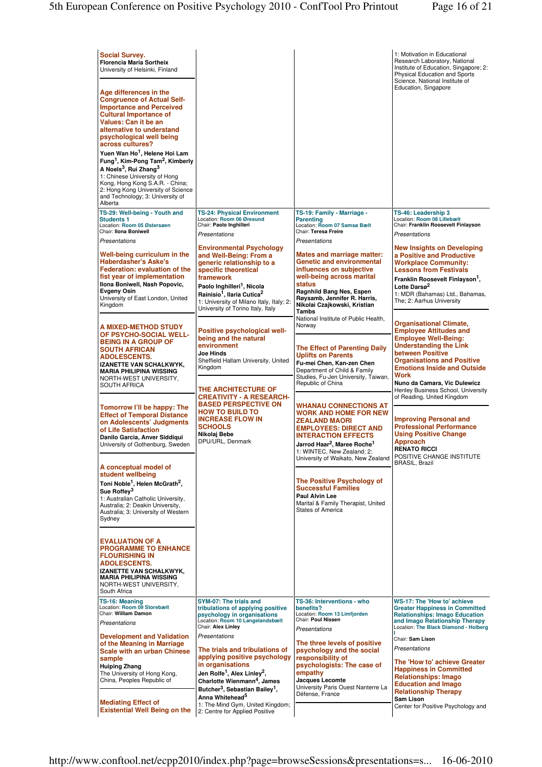**Social Survey.**
**Florencia Maria Sortheix**
University of Helsinki, Finland

**Age differences in the Congruence of Actual Self-Importance and Perceived Cultural Importance of Values: Can it be an alternative to understand psychological well being across cultures?**
**Yuen Wan Ho[1], Helene Hoi Lam Fung[1], Kim-Pong Tam[2], Kimberly A Noels[3], Rui Zhang[3]**
1: Chinese University of Hong Kong, Hong Kong S.A.R. - China; 2: Hong Kong University of Science and Technology; 3: University of Alberta

1: Motivation in Educational Research Laboratory, National Institute of Education, Singapore; 2: Physical Education and Sports Science, National Institute of Education, Singapore

## TS-29: Well-being - Youth and Students 1
Location: Room 05 Østersøen
Chair: **Ilona Boniwell**

*Presentations*

**Well-being curriculum in the Haberdasher's Aske's Federation: evaluation of the fist year of implementation**
**Ilona Boniwell, Nash Popovic, Evgeny Osin**
University of East London, United Kingdom

**A MIXED-METHOD STUDY OF PSYCHO-SOCIAL WELL-BEING IN A GROUP OF SOUTH AFRICAN ADOLESCENTS.**
**IZANETTE VAN SCHALKWYK, MARIA PHILIPINA WISSING**
NORTH-WEST UNIVERSITY, SOUTH AFRICA

**Tomorrow I'll be happy: The Effect of Temporal Distance on Adolescents' Judgments of Life Satisfaction**
**Danilo Garcia, Anver Siddiqui**
University of Gothenburg, Sweden

**A conceptual model of student wellbeing**
**Toni Noble[1], Helen McGrath[2], Sue Roffey[3]**
1: Australian Catholic University, Australia; 2: Deakin University, Australia; 3: University of Western Sydney

**EVALUATION OF A PROGRAMME TO ENHANCE FLOURISHING IN ADOLESCENTS.**
**IZANETTE VAN SCHALKWYK, MARIA PHILIPINA WISSING**
NORTH-WEST UNIVERSITY, South Africa

## TS-24: Physical Environment
Location: Room 06 Øresund
Chair: **Paolo Inghilleri**

*Presentations*

**Environmental Psychology and Well-Being: From a generic relationship to a specific theoretical framework**
**Paolo Inghilleri[1], Nicola Rainisio[1], Ilaria Cutica[2]**
1: University of Milano Italy, Italy; 2: University of Torino Italy, Italy

**Positive psychological well-being and the natural environment**
**Joe Hinds**
Sheffield Hallam University, United Kingdom

**THE ARCHITECTURE OF CREATIVITY - A RESEARCH-BASED PERSPECTIVE ON HOW TO BUILD TO INCREASE FLOW IN SCHOOLS**
**Nikolaj Bebe**
DPU/URL, Denmark

## TS-19: Family - Marriage - Parenting
Location: Room 07 Samsø Bælt
Chair: **Teresa Freire**

*Presentations*

**Mates and marriage matter: Genetic and environmental influences on subjective well-being across marital status**
**Ragnhild Bang Nes, Espen Røysamb, Jennifer R. Harris, Nikolai Czajkowski, Kristian Tambs**
National Institute of Public Health, Norway

**The Effect of Parenting Daily Uplifts on Parents**
**Fu-mei Chen, Kan-zen Chen**
Department of Child & Family Studies, Fu-jen University, Taiwan, Republic of China

**WHANAU CONNECTIONS AT WORK AND HOME FOR NEW ZEALAND MAORI EMPLOYEES: DIRECT AND INTERACTION EFFECTS**
**Jarrod Haar[2], Maree Roche[1]**
1: WINTEC, New Zealand; 2: University of Waikato, New Zealand

**The Positive Psychology of Successful Families**
**Paul Alvin Lee**
Marital & Family Therapist, United States of America

## TS-46: Leadership 3
Location: Room 08 Lillebælt
Chair: **Franklin Roosevelt Finlayson**

*Presentations*

**New Insights on Developing a Positive and Productive Workplace Community: Lessons from Festivals**
**Franklin Roosevelt Finlayson[1], Lotte Darsø[2]**
1: MDR (Bahamas) Ltd., Bahamas, The; 2: Aarhus University

**Organisational Climate, Employee Attitudes and Employee Well-Being: Understanding the Link between Positive Organisations and Positive Emotions Inside and Outside Work**
**Nuno da Camara, Vic Dulewicz**
Henley Business School, University of Reading, United Kingdom

**Improving Personal and Professional Performance Using Positive Change Approach**
**RENATO RICCI**
POSITIVE CHANGE INSTITUTE BRASIL, Brazil

## TS-16: Meaning
Location: Room 09 Storebælt
Chair: **William Damon**

*Presentations*

**Development and Validation of the Meaning in Marriage Scale with an urban Chinese sample**
**Huiping Zhang**
The University of Hong Kong, China, Peoples Republic of

**Mediating Effect of Existential Well Being on the**

## SYM-07: The trials and tribulations of applying positive psychology in organisations
Location: Room 10 Langelandsbælt
Chair: **Alex Linley**

*Presentations*

**The trials and tribulations of applying positive psychology in organisations**
**Jen Rolfe[1], Alex Linley[2], Charlotte Wienmann[4], James Butcher[3], Sebastian Bailey[1], Anna Whitehead[5]**
1: The Mind Gym, United Kingdom; 2: Centre for Applied Positive

## TS-36: Interventions - who benefits?
Location: Room 13 Limfjorden
Chair: **Poul Nissen**

*Presentations*

**The three levels of positive psychology and the social responsibility of psychologists: The case of empathy**
**Jacques Lecomte**
University Paris Ouest Nanterre La Défense, France

## WS-17: The 'How to' achieve Greater Happiness in Committed Relationships: Imago Education and Imago Relationship Therapy
Location: The Black Diamond - Holberg I
Chair: **Sam Lison**

*Presentations*

**The 'How to' achieve Greater Happiness in Committed Relationships: Imago Education and Imago Relationship Therapy**
**Sam Lison**
Center for Positive Psychology and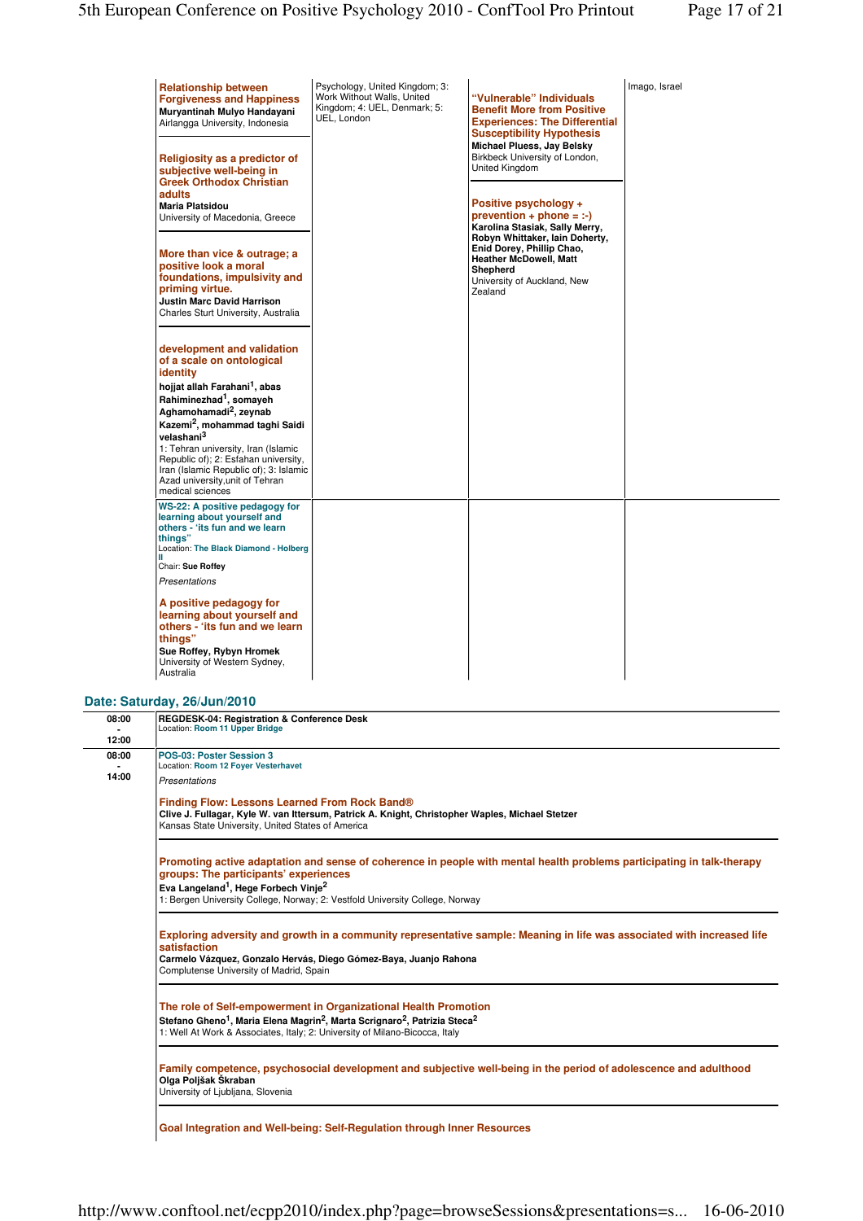**Relationship between Forgiveness and Happiness**
**Muryantinah Mulyo Handayani**
Airlangga University, Indonesia

**Religiosity as a predictor of subjective well-being in Greek Orthodox Christian adults**
**Maria Platsidou**
University of Macedonia, Greece

**More than vice & outrage; a positive look a moral foundations, impulsivity and priming virtue.**
**Justin Marc David Harrison**
Charles Sturt University, Australia

**development and validation of a scale on ontological identity**
**hojjat allah Farahani[1], abas Rahiminezhad[1], somayeh Aghamohamadi[2], zeynab Kazemi[2], mohammad taghi Saidi velashani[3]**
1: Tehran university, Iran (Islamic Republic of); 2: Esfahan university, Iran (Islamic Republic of); 3: Islamic Azad university,unit of Tehran medical sciences

Psychology, United Kingdom; 3: Work Without Walls, United Kingdom; 4: UEL, Denmark; 5: UEL, London

**"Vulnerable" Individuals Benefit More from Positive Experiences: The Differential Susceptibility Hypothesis**
**Michael Pluess, Jay Belsky**
Birkbeck University of London, United Kingdom

**Positive psychology + prevention + phone = :-)**
**Karolina Stasiak, Sally Merry, Robyn Whittaker, Iain Doherty, Enid Dorey, Phillip Chao, Heather McDowell, Matt Shepherd**
University of Auckland, New Zealand

Imago, Israel

**WS-22: A positive pedagogy for learning about yourself and others - 'its fun and we learn things"**
Location: **The Black Diamond - Holberg II**
Chair: **Sue Roffey**

*Presentations*

**A positive pedagogy for learning about yourself and others - 'its fun and we learn things"**
**Sue Roffey, Rybyn Hromek**
University of Western Sydney, Australia

## Date: Saturday, 26/Jun/2010

**08:00 - 12:00**

**REGDESK-04: Registration & Conference Desk**
Location: **Room 11 Upper Bridge**

**08:00 - 14:00**

**POS-03: Poster Session 3**
Location: **Room 12 Foyer Vesterhavet**

*Presentations*

**Finding Flow: Lessons Learned From Rock Band®**
**Clive J. Fullagar, Kyle W. van Ittersum, Patrick A. Knight, Christopher Waples, Michael Stetzer**
Kansas State University, United States of America

**Promoting active adaptation and sense of coherence in people with mental health problems participating in talk-therapy groups: The participants' experiences**
**Eva Langeland[1], Hege Forbech Vinje[2]**
1: Bergen University College, Norway; 2: Vestfold University College, Norway

**Exploring adversity and growth in a community representative sample: Meaning in life was associated with increased life satisfaction**
**Carmelo Vázquez, Gonzalo Hervás, Diego Gómez-Baya, Juanjo Rahona**
Complutense University of Madrid, Spain

**The role of Self-empowerment in Organizational Health Promotion**
**Stefano Gheno[1], Maria Elena Magrin[2], Marta Scrignaro[2], Patrizia Steca[2]**
1: Well At Work & Associates, Italy; 2: University of Milano-Bicocca, Italy

**Family competence, psychosocial development and subjective well-being in the period of adolescence and adulthood**
**Olga Poljšak Škraban**
University of Ljubljana, Slovenia

**Goal Integration and Well-being: Self-Regulation through Inner Resources**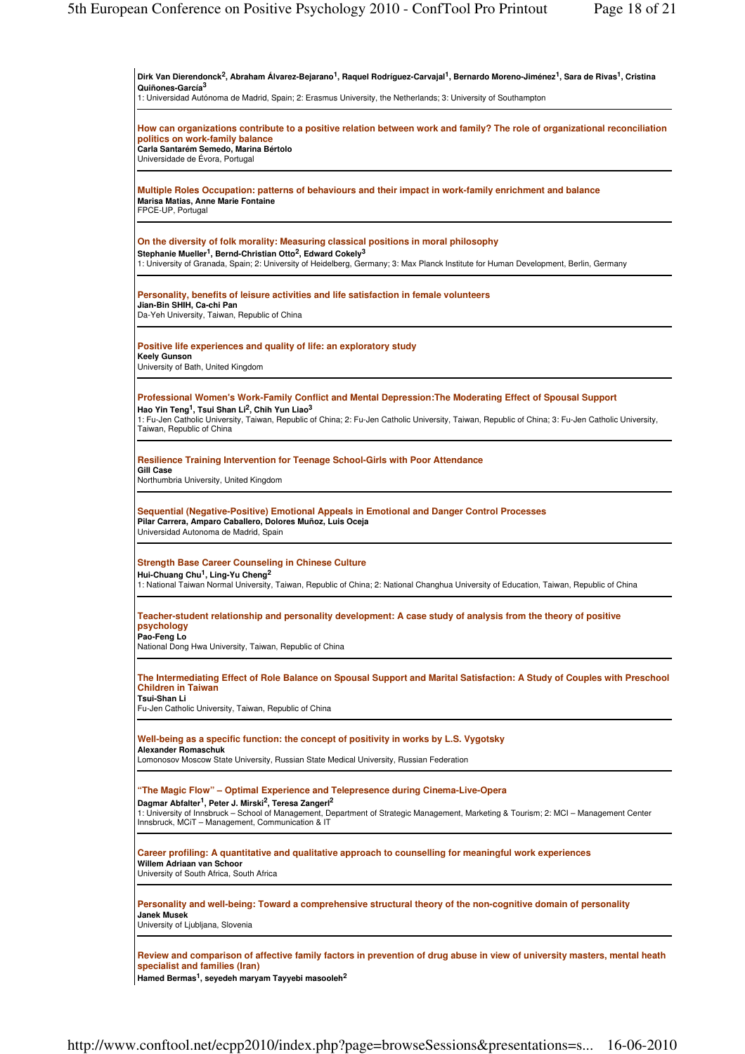**Dirk Van Dierendonck[2], Abraham Álvarez-Bejarano[1], Raquel Rodríguez-Carvajal[1], Bernardo Moreno-Jiménez[1], Sara de Rivas[1], Cristina Quiñones-García[3]**
1: Universidad Autónoma de Madrid, Spain; 2: Erasmus University, the Netherlands; 3: University of Southampton

---

**How can organizations contribute to a positive relation between work and family? The role of organizational reconciliation politics on work-family balance**
**Carla Santarém Semedo, Marina Bértolo**
Universidade de Évora, Portugal

---

**Multiple Roles Occupation: patterns of behaviours and their impact in work-family enrichment and balance**
**Marisa Matias, Anne Marie Fontaine**
FPCE-UP, Portugal

---

**On the diversity of folk morality: Measuring classical positions in moral philosophy**
**Stephanie Mueller[1], Bernd-Christian Otto[2], Edward Cokely[3]**
1: University of Granada, Spain; 2: University of Heidelberg, Germany; 3: Max Planck Institute for Human Development, Berlin, Germany

---

**Personality, benefits of leisure activities and life satisfaction in female volunteers**
**Jian-Bin SHIH, Ca-chi Pan**
Da-Yeh University, Taiwan, Republic of China

---

**Positive life experiences and quality of life: an exploratory study**
**Keely Gunson**
University of Bath, United Kingdom

---

**Professional Women's Work-Family Conflict and Mental Depression:The Moderating Effect of Spousal Support**
**Hao Yin Teng[1], Tsui Shan Li[2], Chih Yun Liao[3]**
1: Fu-Jen Catholic University, Taiwan, Republic of China; 2: Fu-Jen Catholic University, Taiwan, Republic of China; 3: Fu-Jen Catholic University, Taiwan, Republic of China

---

**Resilience Training Intervention for Teenage School-Girls with Poor Attendance**
**Gill Case**
Northumbria University, United Kingdom

---

**Sequential (Negative-Positive) Emotional Appeals in Emotional and Danger Control Processes**
**Pilar Carrera, Amparo Caballero, Dolores Muñoz, Luis Oceja**
Universidad Autonoma de Madrid, Spain

---

**Strength Base Career Counseling in Chinese Culture**
**Hui-Chuang Chu[1], Ling-Yu Cheng[2]**
1: National Taiwan Normal University, Taiwan, Republic of China; 2: National Changhua University of Education, Taiwan, Republic of China

---

**Teacher-student relationship and personality development: A case study of analysis from the theory of positive psychology**
**Pao-Feng Lo**
National Dong Hwa University, Taiwan, Republic of China

---

**The Intermediating Effect of Role Balance on Spousal Support and Marital Satisfaction: A Study of Couples with Preschool Children in Taiwan**
**Tsui-Shan Li**
Fu-Jen Catholic University, Taiwan, Republic of China

---

**Well-being as a specific function: the concept of positivity in works by L.S. Vygotsky**
**Alexander Romaschuk**
Lomonosov Moscow State University, Russian State Medical University, Russian Federation

---

**"The Magic Flow" – Optimal Experience and Telepresence during Cinema-Live-Opera**
**Dagmar Abfalter[1], Peter J. Mirski[2], Teresa Zangerl[2]**
1: University of Innsbruck – School of Management, Department of Strategic Management, Marketing & Tourism; 2: MCI – Management Center Innsbruck, MCiT – Management, Communication & IT

---

**Career profiling: A quantitative and qualitative approach to counselling for meaningful work experiences**
**Willem Adriaan van Schoor**
University of South Africa, South Africa

---

**Personality and well-being: Toward a comprehensive structural theory of the non-cognitive domain of personality**
**Janek Musek**
University of Ljubljana, Slovenia

---

**Review and comparison of affective family factors in prevention of drug abuse in view of university masters, mental heath specialist and families (Iran)**
**Hamed Bermas[1], seyedeh maryam Tayyebi masooleh[2]**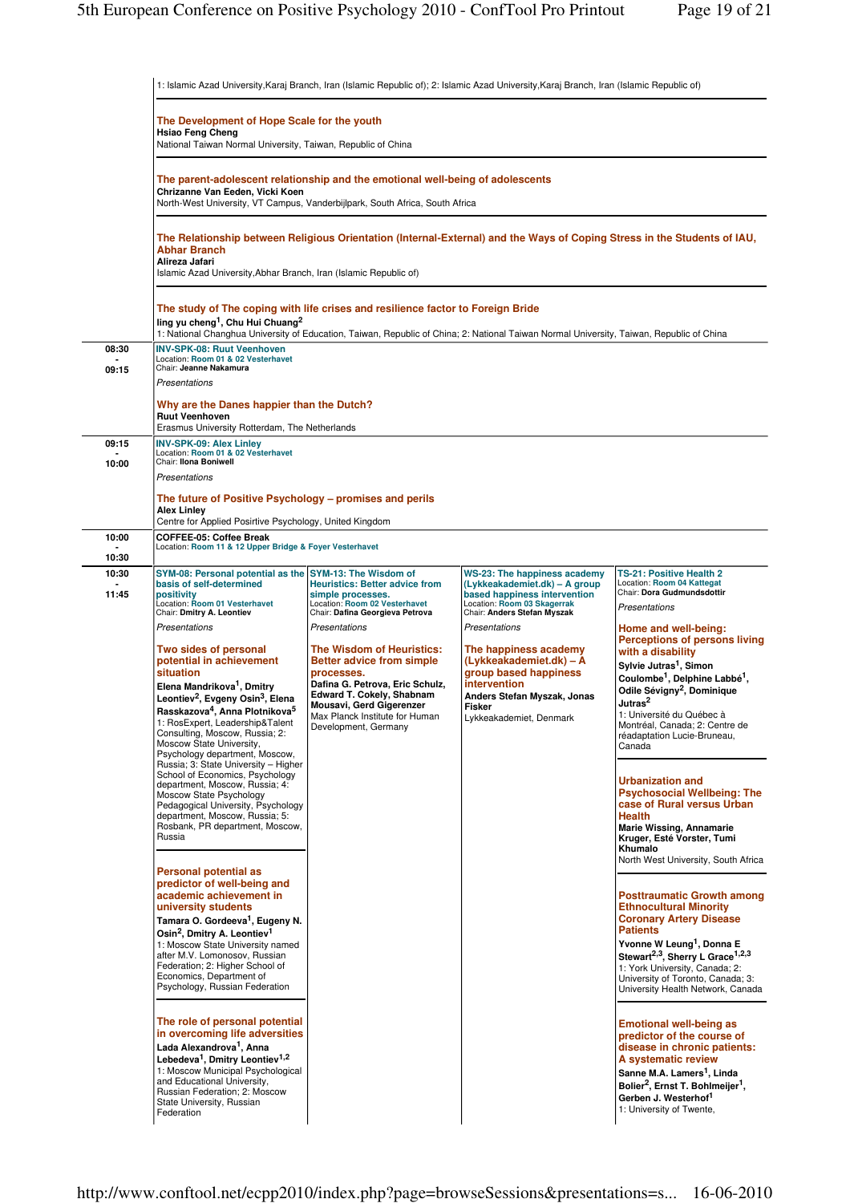1: Islamic Azad University,Karaj Branch, Iran (Islamic Republic of); 2: Islamic Azad University,Karaj Branch, Iran (Islamic Republic of)

### The Development of Hope Scale for the youth

**Hsiao Feng Cheng**
National Taiwan Normal University, Taiwan, Republic of China

### The parent-adolescent relationship and the emotional well-being of adolescents

**Chrizanne Van Eeden, Vicki Koen**
North-West University, VT Campus, Vanderbijlpark, South Africa, South Africa

### The Relationship between Religious Orientation (Internal-External) and the Ways of Coping Stress in the Students of IAU, Abhar Branch

**Alireza Jafari**
Islamic Azad University,Abhar Branch, Iran (Islamic Republic of)

### The study of The coping with life crises and resilience factor to Foreign Bride

**ling yu cheng[1], Chu Hui Chuang[2]**
1: National Changhua University of Education, Taiwan, Republic of China; 2: National Taiwan Normal University, Taiwan, Republic of China

---

**08:30 - 09:15**

## INV-SPK-08: Ruut Veenhoven

Location: Room 01 & 02 Vesterhavet
Chair: **Jeanne Nakamura**

*Presentations*

### Why are the Danes happier than the Dutch?

**Ruut Veenhoven**
Erasmus University Rotterdam, The Netherlands

---

**09:15 - 10:00**

## INV-SPK-09: Alex Linley

Location: Room 01 & 02 Vesterhavet
Chair: **Ilona Boniwell**

*Presentations*

### The future of Positive Psychology – promises and perils

**Alex Linley**
Centre for Applied Positive Psychology, United Kingdom

---

**10:00 - 10:30**

## COFFEE-05: Coffee Break

Location: Room 11 & 12 Upper Bridge & Foyer Vesterhavet

---

**10:30 - 11:45**

## SYM-08: Personal potential as the basis of self-determined positivity

Location: Room 01 Vesterhavet
Chair: **Dmitry A. Leontiev**

*Presentations*

### Two sides of personal potential in achievement situation

**Elena Mandrikova[1], Dmitry Leontiev[2], Evgeny Osin[3], Elena Rasskazova[4], Anna Plotnikova[5]**
1: RosExpert, Leadership&Talent Consulting, Moscow, Russia; 2: Moscow State University, Psychology department, Moscow, Russia; 3: State University – Higher School of Economics, Psychology department, Moscow, Russia; 4: Moscow State Psychology Pedagogical University, Psychology department, Moscow, Russia; 5: Rosbank, PR department, Moscow, Russia

### Personal potential as predictor of well-being and academic achievement in university students

**Tamara O. Gordeeva[1], Eugeny N. Osin[2], Dmitry A. Leontiev[1]**
1: Moscow State University named after M.V. Lomonosov, Russian Federation; 2: Higher School of Economics, Department of Psychology, Russian Federation

### The role of personal potential in overcoming life adversities

**Lada Alexandrova[1], Anna Lebedeva[1], Dmitry Leontiev[1,2]**
1: Moscow Municipal Psychological and Educational University, Russian Federation; 2: Moscow State University, Russian Federation

## SYM-13: The Wisdom of Heuristics: Better advice from simple processes.

Location: Room 02 Vesterhavet
Chair: **Dafina Georgieva Petrova**

*Presentations*

### The Wisdom of Heuristics: Better advice from simple processes.

**Dafina G. Petrova, Eric Schulz, Edward T. Cokely, Shabnam Mousavi, Gerd Gigerenzer**
Max Planck Institute for Human Development, Germany

## WS-23: The happiness academy (Lykkeakademiet.dk) – A group based happiness intervention

Location: Room 03 Skagerrak
Chair: **Anders Stefan Myszak**

*Presentations*

### The happiness academy (Lykkeakademiet.dk) – A group based happiness intervention

**Anders Stefan Myszak, Jonas Fisker**
Lykkeakademiet, Denmark

## TS-21: Positive Health 2

Location: Room 04 Kattegat
Chair: **Dora Gudmundsdottir**

*Presentations*

### Home and well-being: Perceptions of persons living with a disability

**Sylvie Jutras[1], Simon Coulombe[1], Delphine Labbé[1], Odile Sévigny[2], Dominique Jutras[2]**
1: Université du Québec à Montréal, Canada; 2: Centre de réadaptation Lucie-Bruneau, Canada

### Urbanization and Psychosocial Wellbeing: The case of Rural versus Urban Health

**Marie Wissing, Annamarie Kruger, Esté Vorster, Tumi Khumalo**
North West University, South Africa

### Posttraumatic Growth among Ethnocultural Minority Coronary Artery Disease Patients

**Yvonne W Leung[1], Donna E Stewart[2,3], Sherry L Grace[1,2,3]**
1: York University, Canada; 2: University of Toronto, Canada; 3: University Health Network, Canada

### Emotional well-being as predictor of the course of disease in chronic patients: A systematic review

**Sanne M.A. Lamers[1], Linda Bolier[2], Ernst T. Bohlmeijer[1], Gerben J. Westerhof[1]**
1: University of Twente,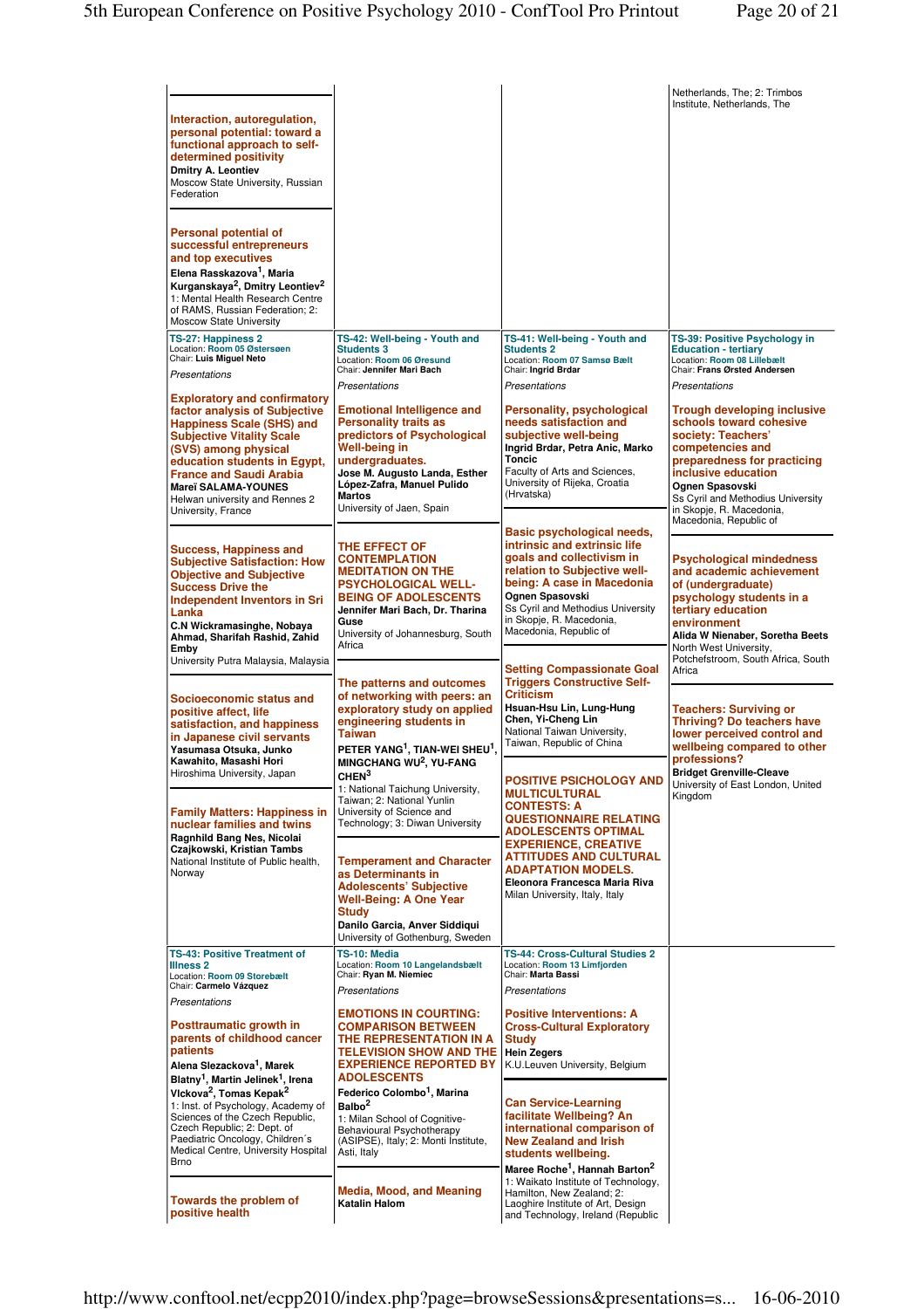Netherlands, The; 2: Trimbos Institute, Netherlands, The

**Interaction, autoregulation, personal potential: toward a functional approach to self-determined positivity**
**Dmitry A. Leontiev**
Moscow State University, Russian Federation

**Personal potential of successful entrepreneurs and top executives**
**Elena Rasskazova[1], Maria Kurganskaya[2], Dmitry Leontiev[2]**
1: Mental Health Research Centre of RAMS, Russian Federation; 2: Moscow State University

## TS-27: Happiness 2

Location: **Room 05 Østersøen**
Chair: **Luis Miguel Neto**

*Presentations*

**Exploratory and confirmatory factor analysis of Subjective Happiness Scale (SHS) and Subjective Vitality Scale (SVS) among physical education students in Egypt, France and Saudi Arabia**
**Mareï SALAMA-YOUNES**
Helwan university and Rennes 2 University, France

**Success, Happiness and Subjective Satisfaction: How Objective and Subjective Success Drive the Independent Inventors in Sri Lanka**
**C.N Wickramasinghe, Nobaya Ahmad, Sharifah Rashid, Zahid Emby**
University Putra Malaysia, Malaysia

**Socioeconomic status and positive affect, life satisfaction, and happiness in Japanese civil servants**
**Yasumasa Otsuka, Junko Kawahito, Masashi Hori**
Hiroshima University, Japan

**Family Matters: Happiness in nuclear families and twins**
**Ragnhild Bang Nes, Nicolai Czajkowski, Kristian Tambs**
National Institute of Public health, Norway

## TS-42: Well-being - Youth and Students 3

Location: **Room 06 Øresund**
Chair: **Jennifer Mari Bach**

*Presentations*

**Emotional Intelligence and Personality traits as predictors of Psychological Well-being in undergraduates.**
**Jose M. Augusto Landa, Esther López-Zafra, Manuel Pulido Martos**
University of Jaen, Spain

**THE EFFECT OF CONTEMPLATION MEDITATION ON THE PSYCHOLOGICAL WELL-BEING OF ADOLESCENTS**
**Jennifer Mari Bach, Dr. Tharina Guse**
University of Johannesburg, South Africa

**The patterns and outcomes of networking with peers: an exploratory study on applied engineering students in Taiwan**
**PETER YANG[1], TIAN-WEI SHEU[1], MINGCHANG WU[2], YU-FANG CHEN[3]**
1: National Taichung University, Taiwan; 2: National Yunlin University of Science and Technology; 3: Diwan University

**Temperament and Character as Determinants in Adolescents' Subjective Well-Being: A One Year Study**
**Danilo Garcia, Anver Siddiqui**
University of Gothenburg, Sweden

## TS-41: Well-being - Youth and Students 2

Location: **Room 07 Samsø Bælt**
Chair: **Ingrid Brdar**

*Presentations*

**Personality, psychological needs satisfaction and subjective well-being**
**Ingrid Brdar, Petra Anic, Marko Toncic**
Faculty of Arts and Sciences, University of Rijeka, Croatia (Hrvatska)

**Basic psychological needs, intrinsic and extrinsic life goals and collectivism in relation to Subjective well-being: A case in Macedonia**
**Ognen Spasovski**
Ss Cyril and Methodius University in Skopje, R. Macedonia, Macedonia, Republic of

**Setting Compassionate Goal Triggers Constructive Self-Criticism**
**Hsuan-Hsu Lin, Lung-Hung Chen, Yi-Cheng Lin**
National Taiwan University, Taiwan, Republic of China

**POSITIVE PSICHOLOGY AND MULTICULTURAL CONTESTS: A QUESTIONNAIRE RELATING ADOLESCENTS OPTIMAL EXPERIENCE, CREATIVE ATTITUDES AND CULTURAL ADAPTATION MODELS.**
**Eleonora Francesca Maria Riva**
Milan University, Italy, Italy

## TS-39: Positive Psychology in Education - tertiary

Location: **Room 08 Lillebælt**
Chair: **Frans Ørsted Andersen**

*Presentations*

**Trough developing inclusive schools toward cohesive society: Teachers' competencies and preparedness for practicing inclusive education**
**Ognen Spasovski**
Ss Cyril and Methodius University in Skopje, R. Macedonia, Macedonia, Republic of

**Psychological mindedness and academic achievement of (undergraduate) psychology students in a tertiary education environment**
**Alida W Nienaber, Soretha Beets**
North West University, Potchefstroom, South Africa, South Africa

**Teachers: Surviving or Thriving? Do teachers have lower perceived control and wellbeing compared to other professions?**
**Bridget Grenville-Cleave**
University of East London, United Kingdom

## TS-43: Positive Treatment of Illness 2

Location: **Room 09 Storebælt**
Chair: **Carmelo Vázquez**

*Presentations*

**Posttraumatic growth in parents of childhood cancer patients**
**Alena Slezackova[1], Marek Blatny[1], Martin Jelinek[1], Irena Vlckova[2], Tomas Kepak[2]**
1: Inst. of Psychology, Academy of Sciences of the Czech Republic, Czech Republic; 2: Dept. of Paediatric Oncology, Children´s Medical Centre, University Hospital Brno

**Towards the problem of positive health**

## TS-10: Media

Location: **Room 10 Langelandsbælt**
Chair: **Ryan M. Niemiec**

*Presentations*

**EMOTIONS IN COURTING: COMPARISON BETWEEN THE REPRESENTATION IN A TELEVISION SHOW AND THE EXPERIENCE REPORTED BY ADOLESCENTS**
**Federico Colombo[1], Marina Balbo[2]**
1: Milan School of Cognitive-Behavioural Psychotherapy (ASIPSE), Italy; 2: Monti Institute, Asti, Italy

**Media, Mood, and Meaning**
**Katalin Halom**

## TS-44: Cross-Cultural Studies 2

Location: **Room 13 Limfjorden**
Chair: **Marta Bassi**

*Presentations*

**Positive Interventions: A Cross-Cultural Exploratory Study**
**Hein Zegers**
K.U.Leuven University, Belgium

**Can Service-Learning facilitate Wellbeing? An international comparison of New Zealand and Irish students wellbeing.**
**Maree Roche[1], Hannah Barton[2]**
1: Waikato Institute of Technology, Hamilton, New Zealand; 2: Laoghire Institute of Art, Design and Technology, Ireland (Republic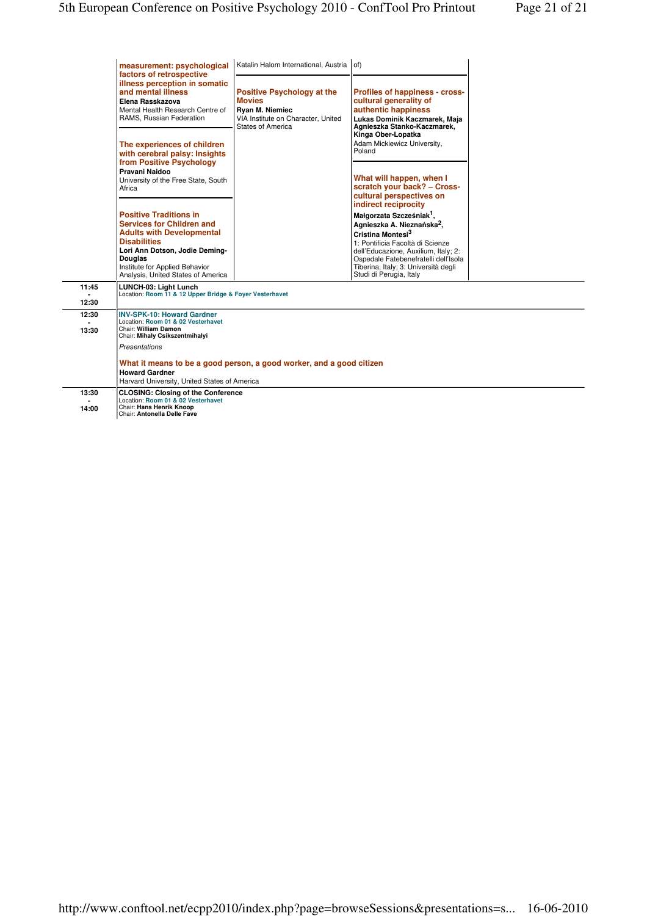| | | | |
|---|---|---|---|
| | **measurement: psychological factors of retrospective illness perception in somatic and mental illness**<br>**Elena Rasskazova**<br>Mental Health Research Centre of RAMS, Russian Federation<br><br>**The experiences of children with cerebral palsy: Insights from Positive Psychology**<br>**Pravani Naidoo**<br>University of the Free State, South Africa<br><br>**Positive Traditions in Services for Children and Adults with Developmental Disabilities**<br>**Lori Ann Dotson, Jodie Deming-Douglas**<br>Institute for Applied Behavior Analysis, United States of America | Katalin Halom International, Austria<br><br>**Positive Psychology at the Movies**<br>**Ryan M. Niemiec**<br>VIA Institute on Character, United States of America | of)<br><br>**Profiles of happiness - cross-cultural generality of authentic happiness**<br>**Lukas Dominik Kaczmarek, Maja Agnieszka Stanko-Kaczmarek, Kinga Ober-Lopatka**<br>Adam Mickiewicz University, Poland<br><br>**What will happen, when I scratch your back? – Cross-cultural perspectives on indirect reciprocity**<br>**Małgorzata Szcześniak[1], Agnieszka A. Nieznańska[2], Cristina Montesi[3]**<br>1: Pontificia Facoltà di Scienze dell'Educazione, Auxilium, Italy; 2: Ospedale Fatebenefratelli dell'Isola Tiberina, Italy; 3: Università degli Studi di Perugia, Italy |
| 11:45 - 12:30 | **LUNCH-03: Light Lunch**<br>Location: **Room 11 & 12 Upper Bridge & Foyer Vesterhavet** | | |
| 12:30 - 13:30 | **INV-SPK-10: Howard Gardner**<br>Location: **Room 01 & 02 Vesterhavet**<br>Chair: **William Damon**<br>Chair: **Mihaly Csikszentmihalyi**<br><br>*Presentations*<br><br>**What it means to be a good person, a good worker, and a good citizen**<br>**Howard Gardner**<br>Harvard University, United States of America | | |
| 13:30 - 14:00 | **CLOSING: Closing of the Conference**<br>Location: **Room 01 & 02 Vesterhavet**<br>Chair: **Hans Henrik Knoop**<br>Chair: **Antonella Delle Fave** | | |